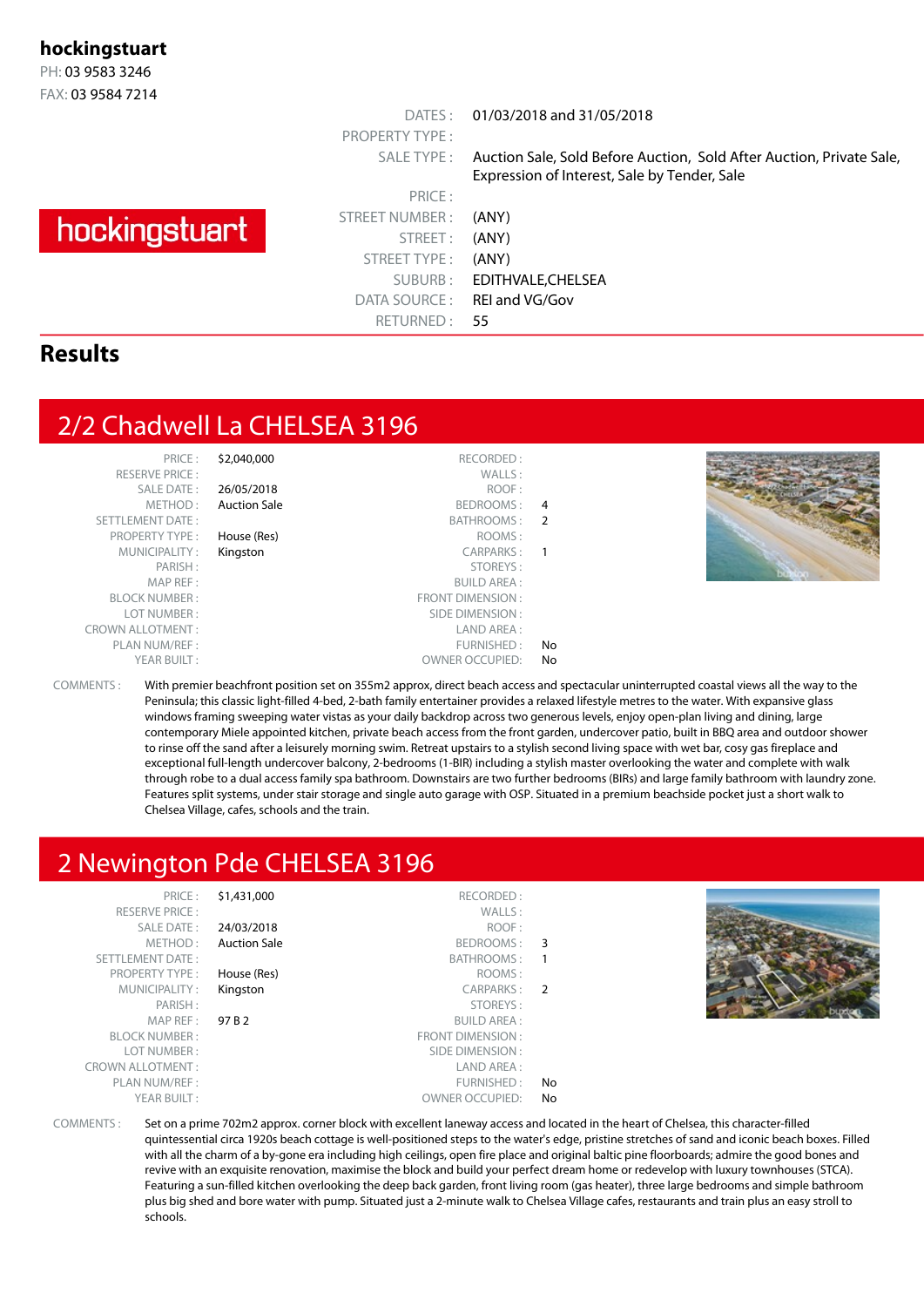**hockingstuart**
PH: 03 9583 3246
FAX: 03 9584 7214

hockingstuart

| | |
|---|---|
| DATES : | 01/03/2018 and 31/05/2018 |
| PROPERTY TYPE : | |
| SALE TYPE : | Auction Sale, Sold Before Auction, Sold After Auction, Private Sale, Expression of Interest, Sale by Tender, Sale |
| PRICE : | |
| STREET NUMBER : | (ANY) |
| STREET : | (ANY) |
| STREET TYPE : | (ANY) |
| SUBURB : | EDITHVALE,CHELSEA |
| DATA SOURCE : | REI and VG/Gov |
| RETURNED : | 55 |

# Results

## 2/2 Chadwell La CHELSEA 3196

| | | | |
|---|---|---|---|
| PRICE : | $2,040,000 | RECORDED : | |
| RESERVE PRICE : | | WALLS : | |
| SALE DATE : | 26/05/2018 | ROOF : | |
| METHOD : | Auction Sale | BEDROOMS : | 4 |
| SETTLEMENT DATE : | | BATHROOMS : | 2 |
| PROPERTY TYPE : | House (Res) | ROOMS : | |
| MUNICIPALITY : | Kingston | CARPARKS : | 1 |
| PARISH : | | STOREYS : | |
| MAP REF : | | BUILD AREA : | |
| BLOCK NUMBER : | | FRONT DIMENSION : | |
| LOT NUMBER : | | SIDE DIMENSION : | |
| CROWN ALLOTMENT : | | LAND AREA : | |
| PLAN NUM/REF : | | FURNISHED : | No |
| YEAR BUILT : | | OWNER OCCUPIED: | No |

COMMENTS : With premier beachfront position set on 355m2 approx, direct beach access and spectacular uninterrupted coastal views all the way to the Peninsula; this classic light-filled 4-bed, 2-bath family entertainer provides a relaxed lifestyle metres to the water. With expansive glass windows framing sweeping water vistas as your daily backdrop across two generous levels, enjoy open-plan living and dining, large contemporary Miele appointed kitchen, private beach access from the front garden, undercover patio, built in BBQ area and outdoor shower to rinse off the sand after a leisurely morning swim. Retreat upstairs to a stylish second living space with wet bar, cosy gas fireplace and exceptional full-length undercover balcony, 2-bedrooms (1-BIR) including a stylish master overlooking the water and complete with walk through robe to a dual access family spa bathroom. Downstairs are two further bedrooms (BIRs) and large family bathroom with laundry zone. Features split systems, under stair storage and single auto garage with OSP. Situated in a premium beachside pocket just a short walk to Chelsea Village, cafes, schools and the train.

## 2 Newington Pde CHELSEA 3196

| | | | |
|---|---|---|---|
| PRICE : | $1,431,000 | RECORDED : | |
| RESERVE PRICE : | | WALLS : | |
| SALE DATE : | 24/03/2018 | ROOF : | |
| METHOD : | Auction Sale | BEDROOMS : | 3 |
| SETTLEMENT DATE : | | BATHROOMS : | 1 |
| PROPERTY TYPE : | House (Res) | ROOMS : | |
| MUNICIPALITY : | Kingston | CARPARKS : | 2 |
| PARISH : | | STOREYS : | |
| MAP REF : | 97 B 2 | BUILD AREA : | |
| BLOCK NUMBER : | | FRONT DIMENSION : | |
| LOT NUMBER : | | SIDE DIMENSION : | |
| CROWN ALLOTMENT : | | LAND AREA : | |
| PLAN NUM/REF : | | FURNISHED : | No |
| YEAR BUILT : | | OWNER OCCUPIED: | No |

COMMENTS : Set on a prime 702m2 approx. corner block with excellent laneway access and located in the heart of Chelsea, this character-filled quintessential circa 1920s beach cottage is well-positioned steps to the water's edge, pristine stretches of sand and iconic beach boxes. Filled with all the charm of a by-gone era including high ceilings, open fire place and original baltic pine floorboards; admire the good bones and revive with an exquisite renovation, maximise the block and build your perfect dream home or redevelop with luxury townhouses (STCA). Featuring a sun-filled kitchen overlooking the deep back garden, front living room (gas heater), three large bedrooms and simple bathroom plus big shed and bore water with pump. Situated just a 2-minute walk to Chelsea Village cafes, restaurants and train plus an easy stroll to schools.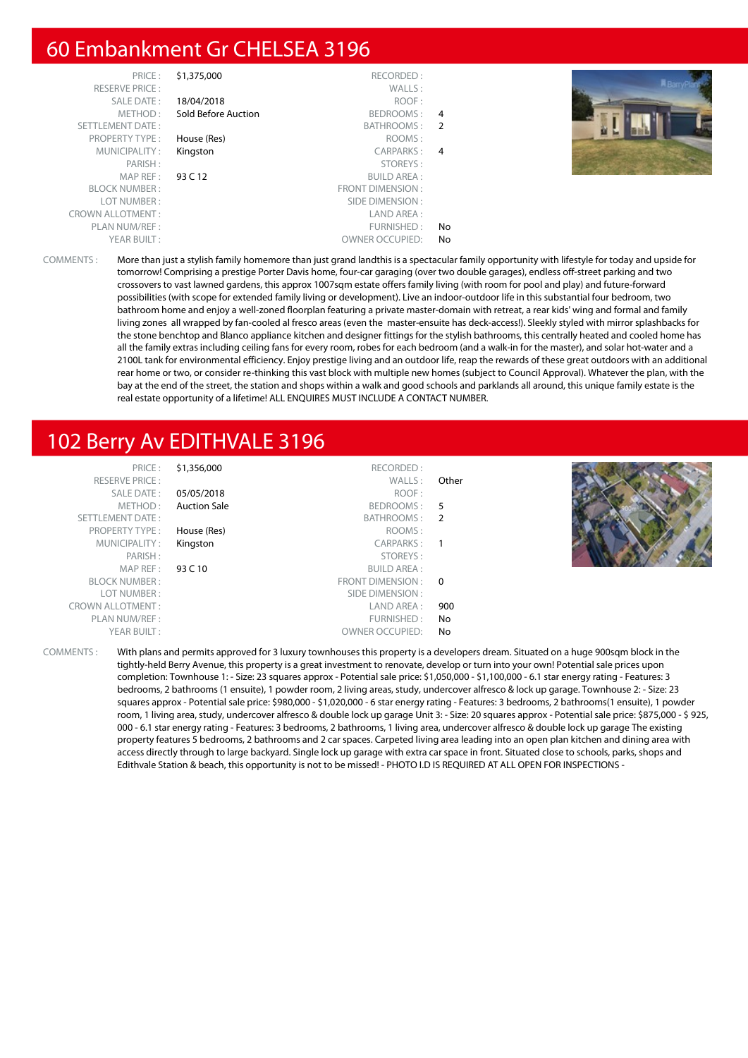## 60 Embankment Gr CHELSEA 3196

| | | | |
|---|---|---|---|
| PRICE : | $1,375,000 | RECORDED : | |
| RESERVE PRICE : | | WALLS : | |
| SALE DATE : | 18/04/2018 | ROOF : | |
| METHOD : | Sold Before Auction | BEDROOMS : | 4 |
| SETTLEMENT DATE : | | BATHROOMS : | 2 |
| PROPERTY TYPE : | House (Res) | ROOMS : | |
| MUNICIPALITY : | Kingston | CARPARKS : | 4 |
| PARISH : | | STOREYS : | |
| MAP REF : | 93 C 12 | BUILD AREA : | |
| BLOCK NUMBER : | | FRONT DIMENSION : | |
| LOT NUMBER : | | SIDE DIMENSION : | |
| CROWN ALLOTMENT : | | LAND AREA : | |
| PLAN NUM/REF : | | FURNISHED : | No |
| YEAR BUILT : | | OWNER OCCUPIED: | No |

COMMENTS : More than just a stylish family homemore than just grand landthis is a spectacular family opportunity with lifestyle for today and upside for tomorrow! Comprising a prestige Porter Davis home, four-car garaging (over two double garages), endless off-street parking and two crossovers to vast lawned gardens, this approx 1007sqm estate offers family living (with room for pool and play) and future-forward possibilities (with scope for extended family living or development). Live an indoor-outdoor life in this substantial four bedroom, two bathroom home and enjoy a well-zoned floorplan featuring a private master-domain with retreat, a rear kids' wing and formal and family living zones all wrapped by fan-cooled al fresco areas (even the master-ensuite has deck-access!). Sleekly styled with mirror splashbacks for the stone benchtop and Blanco appliance kitchen and designer fittings for the stylish bathrooms, this centrally heated and cooled home has all the family extras including ceiling fans for every room, robes for each bedroom (and a walk-in for the master), and solar hot-water and a 2100L tank for environmental efficiency. Enjoy prestige living and an outdoor life, reap the rewards of these great outdoors with an additional rear home or two, or consider re-thinking this vast block with multiple new homes (subject to Council Approval). Whatever the plan, with the bay at the end of the street, the station and shops within a walk and good schools and parklands all around, this unique family estate is the real estate opportunity of a lifetime! ALL ENQUIRES MUST INCLUDE A CONTACT NUMBER.

## 102 Berry Av EDITHVALE 3196

| | | | |
|---|---|---|---|
| PRICE : | $1,356,000 | RECORDED : | |
| RESERVE PRICE : | | WALLS : | Other |
| SALE DATE : | 05/05/2018 | ROOF : | |
| METHOD : | Auction Sale | BEDROOMS : | 5 |
| SETTLEMENT DATE : | | BATHROOMS : | 2 |
| PROPERTY TYPE : | House (Res) | ROOMS : | |
| MUNICIPALITY : | Kingston | CARPARKS : | 1 |
| PARISH : | | STOREYS : | |
| MAP REF : | 93 C 10 | BUILD AREA : | |
| BLOCK NUMBER : | | FRONT DIMENSION : | 0 |
| LOT NUMBER : | | SIDE DIMENSION : | |
| CROWN ALLOTMENT : | | LAND AREA : | 900 |
| PLAN NUM/REF : | | FURNISHED : | No |
| YEAR BUILT : | | OWNER OCCUPIED: | No |

COMMENTS : With plans and permits approved for 3 luxury townhouses this property is a developers dream. Situated on a huge 900sqm block in the tightly-held Berry Avenue, this property is a great investment to renovate, develop or turn into your own! Potential sale prices upon completion: Townhouse 1: - Size: 23 squares approx - Potential sale price: $1,050,000 - $1,100,000 - 6.1 star energy rating - Features: 3 bedrooms, 2 bathrooms (1 ensuite), 1 powder room, 2 living areas, study, undercover alfresco & lock up garage. Townhouse 2: - Size: 23 squares approx - Potential sale price: $980,000 - $1,020,000 - 6 star energy rating - Features: 3 bedrooms, 2 bathrooms(1 ensuite), 1 powder room, 1 living area, study, undercover alfresco & double lock up garage Unit 3: - Size: 20 squares approx - Potential sale price: $875,000 - $ 925, 000 - 6.1 star energy rating - Features: 3 bedrooms, 2 bathrooms, 1 living area, undercover alfresco & double lock up garage The existing property features 5 bedrooms, 2 bathrooms and 2 car spaces. Carpeted living area leading into an open plan kitchen and dining area with access directly through to large backyard. Single lock up garage with extra car space in front. Situated close to schools, parks, shops and Edithvale Station & beach, this opportunity is not to be missed! - PHOTO I.D IS REQUIRED AT ALL OPEN FOR INSPECTIONS -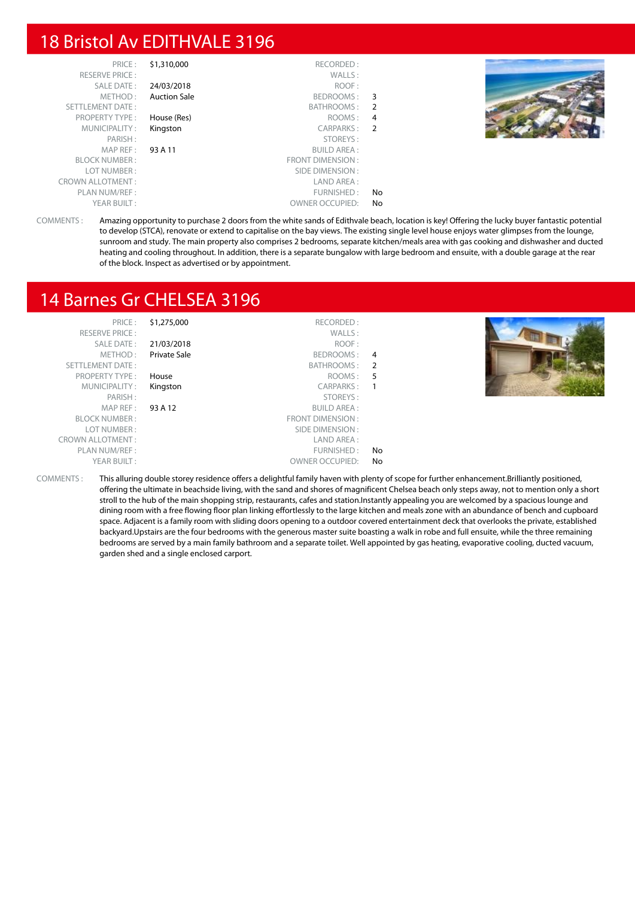## 18 Bristol Av EDITHVALE 3196

| | | | |
|---|---|---|---|
| PRICE : | $1,310,000 | RECORDED : | |
| RESERVE PRICE : | | WALLS : | |
| SALE DATE : | 24/03/2018 | ROOF : | |
| METHOD : | Auction Sale | BEDROOMS : | 3 |
| SETTLEMENT DATE : | | BATHROOMS : | 2 |
| PROPERTY TYPE : | House (Res) | ROOMS : | 4 |
| MUNICIPALITY : | Kingston | CARPARKS : | 2 |
| PARISH : | | STOREYS : | |
| MAP REF : | 93 A 11 | BUILD AREA : | |
| BLOCK NUMBER : | | FRONT DIMENSION : | |
| LOT NUMBER : | | SIDE DIMENSION : | |
| CROWN ALLOTMENT : | | LAND AREA : | |
| PLAN NUM/REF : | | FURNISHED : | No |
| YEAR BUILT : | | OWNER OCCUPIED: | No |

COMMENTS : Amazing opportunity to purchase 2 doors from the white sands of Edithvale beach, location is key! Offering the lucky buyer fantastic potential to develop (STCA), renovate or extend to capitalise on the bay views. The existing single level house enjoys water glimpses from the lounge, sunroom and study. The main property also comprises 2 bedrooms, separate kitchen/meals area with gas cooking and dishwasher and ducted heating and cooling throughout. In addition, there is a separate bungalow with large bedroom and ensuite, with a double garage at the rear of the block. Inspect as advertised or by appointment.

## 14 Barnes Gr CHELSEA 3196

| | | | |
|---|---|---|---|
| PRICE : | $1,275,000 | RECORDED : | |
| RESERVE PRICE : | | WALLS : | |
| SALE DATE : | 21/03/2018 | ROOF : | |
| METHOD : | Private Sale | BEDROOMS : | 4 |
| SETTLEMENT DATE : | | BATHROOMS : | 2 |
| PROPERTY TYPE : | House | ROOMS : | 5 |
| MUNICIPALITY : | Kingston | CARPARKS : | 1 |
| PARISH : | | STOREYS : | |
| MAP REF : | 93 A 12 | BUILD AREA : | |
| BLOCK NUMBER : | | FRONT DIMENSION : | |
| LOT NUMBER : | | SIDE DIMENSION : | |
| CROWN ALLOTMENT : | | LAND AREA : | |
| PLAN NUM/REF : | | FURNISHED : | No |
| YEAR BUILT : | | OWNER OCCUPIED: | No |

COMMENTS : This alluring double storey residence offers a delightful family haven with plenty of scope for further enhancement.Brilliantly positioned, offering the ultimate in beachside living, with the sand and shores of magnificent Chelsea beach only steps away, not to mention only a short stroll to the hub of the main shopping strip, restaurants, cafes and station.Instantly appealing you are welcomed by a spacious lounge and dining room with a free flowing floor plan linking effortlessly to the large kitchen and meals zone with an abundance of bench and cupboard space. Adjacent is a family room with sliding doors opening to a outdoor covered entertainment deck that overlooks the private, established backyard.Upstairs are the four bedrooms with the generous master suite boasting a walk in robe and full ensuite, while the three remaining bedrooms are served by a main family bathroom and a separate toilet. Well appointed by gas heating, evaporative cooling, ducted vacuum, garden shed and a single enclosed carport.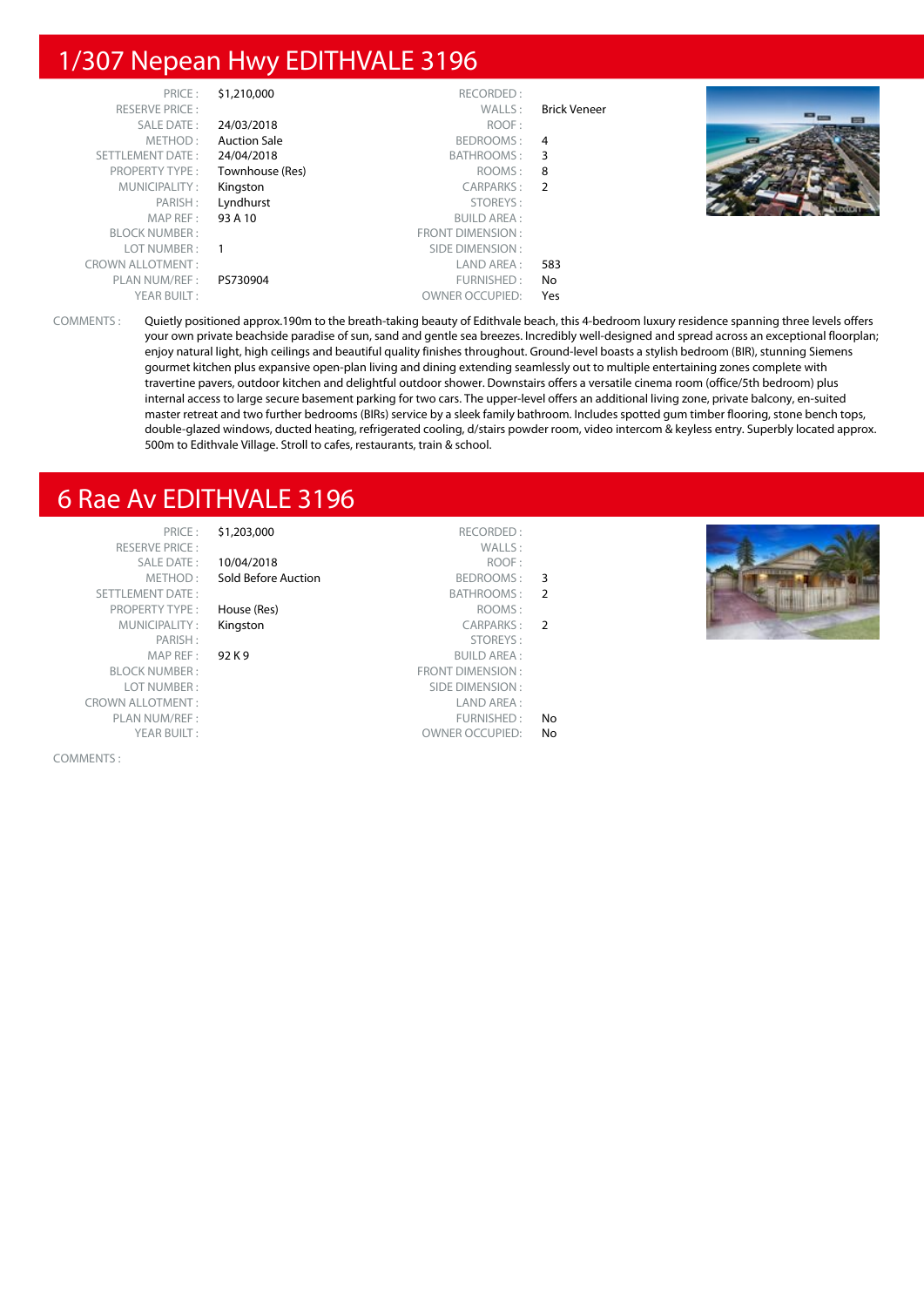## 1/307 Nepean Hwy EDITHVALE 3196

| | | | |
|---|---|---|---|
| PRICE : | $1,210,000 | RECORDED : | |
| RESERVE PRICE : | | WALLS : | Brick Veneer |
| SALE DATE : | 24/03/2018 | ROOF : | |
| METHOD : | Auction Sale | BEDROOMS : | 4 |
| SETTLEMENT DATE : | 24/04/2018 | BATHROOMS : | 3 |
| PROPERTY TYPE : | Townhouse (Res) | ROOMS : | 8 |
| MUNICIPALITY : | Kingston | CARPARKS : | 2 |
| PARISH : | Lyndhurst | STOREYS : | |
| MAP REF : | 93 A 10 | BUILD AREA : | |
| BLOCK NUMBER : | | FRONT DIMENSION : | |
| LOT NUMBER : | 1 | SIDE DIMENSION : | |
| CROWN ALLOTMENT : | | LAND AREA : | 583 |
| PLAN NUM/REF : | PS730904 | FURNISHED : | No |
| YEAR BUILT : | | OWNER OCCUPIED: | Yes |

COMMENTS : Quietly positioned approx.190m to the breath-taking beauty of Edithvale beach, this 4-bedroom luxury residence spanning three levels offers your own private beachside paradise of sun, sand and gentle sea breezes. Incredibly well-designed and spread across an exceptional floorplan; enjoy natural light, high ceilings and beautiful quality finishes throughout. Ground-level boasts a stylish bedroom (BIR), stunning Siemens gourmet kitchen plus expansive open-plan living and dining extending seamlessly out to multiple entertaining zones complete with travertine pavers, outdoor kitchen and delightful outdoor shower. Downstairs offers a versatile cinema room (office/5th bedroom) plus internal access to large secure basement parking for two cars. The upper-level offers an additional living zone, private balcony, en-suited master retreat and two further bedrooms (BIRs) service by a sleek family bathroom. Includes spotted gum timber flooring, stone bench tops, double-glazed windows, ducted heating, refrigerated cooling, d/stairs powder room, video intercom & keyless entry. Superbly located approx. 500m to Edithvale Village. Stroll to cafes, restaurants, train & school.

## 6 Rae Av EDITHVALE 3196

| | | | |
|---|---|---|---|
| PRICE : | $1,203,000 | RECORDED : | |
| RESERVE PRICE : | | WALLS : | |
| SALE DATE : | 10/04/2018 | ROOF : | |
| METHOD : | Sold Before Auction | BEDROOMS : | 3 |
| SETTLEMENT DATE : | | BATHROOMS : | 2 |
| PROPERTY TYPE : | House (Res) | ROOMS : | |
| MUNICIPALITY : | Kingston | CARPARKS : | 2 |
| PARISH : | | STOREYS : | |
| MAP REF : | 92 K 9 | BUILD AREA : | |
| BLOCK NUMBER : | | FRONT DIMENSION : | |
| LOT NUMBER : | | SIDE DIMENSION : | |
| CROWN ALLOTMENT : | | LAND AREA : | |
| PLAN NUM/REF : | | FURNISHED : | No |
| YEAR BUILT : | | OWNER OCCUPIED: | No |

COMMENTS :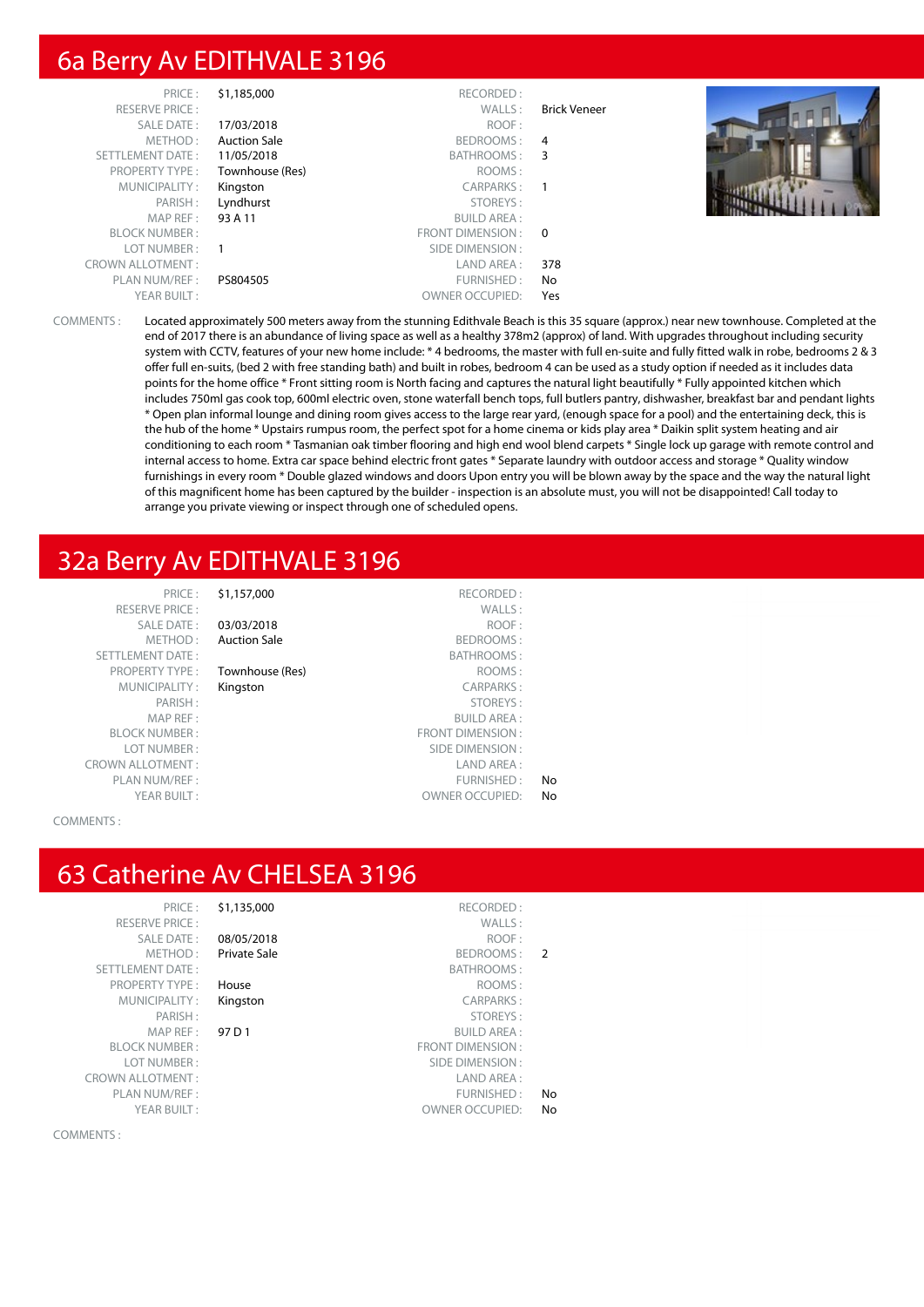## 6a Berry Av EDITHVALE 3196

| | | | |
|---|---|---|---|
| PRICE : | $1,185,000 | RECORDED : | |
| RESERVE PRICE : | | WALLS : | Brick Veneer |
| SALE DATE : | 17/03/2018 | ROOF : | |
| METHOD : | Auction Sale | BEDROOMS : | 4 |
| SETTLEMENT DATE : | 11/05/2018 | BATHROOMS : | 3 |
| PROPERTY TYPE : | Townhouse (Res) | ROOMS : | |
| MUNICIPALITY : | Kingston | CARPARKS : | 1 |
| PARISH : | Lyndhurst | STOREYS : | |
| MAP REF : | 93 A 11 | BUILD AREA : | |
| BLOCK NUMBER : | | FRONT DIMENSION : | 0 |
| LOT NUMBER : | 1 | SIDE DIMENSION : | |
| CROWN ALLOTMENT : | | LAND AREA : | 378 |
| PLAN NUM/REF : | PS804505 | FURNISHED : | No |
| YEAR BUILT : | | OWNER OCCUPIED: | Yes |

COMMENTS : Located approximately 500 meters away from the stunning Edithvale Beach is this 35 square (approx.) near new townhouse. Completed at the end of 2017 there is an abundance of living space as well as a healthy 378m2 (approx) of land. With upgrades throughout including security system with CCTV, features of your new home include: * 4 bedrooms, the master with full en-suite and fully fitted walk in robe, bedrooms 2 & 3 offer full en-suits, (bed 2 with free standing bath) and built in robes, bedroom 4 can be used as a study option if needed as it includes data points for the home office * Front sitting room is North facing and captures the natural light beautifully * Fully appointed kitchen which includes 750ml gas cook top, 600ml electric oven, stone waterfall bench tops, full butlers pantry, dishwasher, breakfast bar and pendant lights * Open plan informal lounge and dining room gives access to the large rear yard, (enough space for a pool) and the entertaining deck, this is the hub of the home * Upstairs rumpus room, the perfect spot for a home cinema or kids play area * Daikin split system heating and air conditioning to each room * Tasmanian oak timber flooring and high end wool blend carpets * Single lock up garage with remote control and internal access to home. Extra car space behind electric front gates * Separate laundry with outdoor access and storage * Quality window furnishings in every room * Double glazed windows and doors Upon entry you will be blown away by the space and the way the natural light of this magnificent home has been captured by the builder - inspection is an absolute must, you will not be disappointed! Call today to arrange you private viewing or inspect through one of scheduled opens.

## 32a Berry Av EDITHVALE 3196

| | | | |
|---|---|---|---|
| PRICE : | $1,157,000 | RECORDED : | |
| RESERVE PRICE : | | WALLS : | |
| SALE DATE : | 03/03/2018 | ROOF : | |
| METHOD : | Auction Sale | BEDROOMS : | |
| SETTLEMENT DATE : | | BATHROOMS : | |
| PROPERTY TYPE : | Townhouse (Res) | ROOMS : | |
| MUNICIPALITY : | Kingston | CARPARKS : | |
| PARISH : | | STOREYS : | |
| MAP REF : | | BUILD AREA : | |
| BLOCK NUMBER : | | FRONT DIMENSION : | |
| LOT NUMBER : | | SIDE DIMENSION : | |
| CROWN ALLOTMENT : | | LAND AREA : | |
| PLAN NUM/REF : | | FURNISHED : | No |
| YEAR BUILT : | | OWNER OCCUPIED: | No |

COMMENTS :

## 63 Catherine Av CHELSEA 3196

| | | | |
|---|---|---|---|
| PRICE : | $1,135,000 | RECORDED : | |
| RESERVE PRICE : | | WALLS : | |
| SALE DATE : | 08/05/2018 | ROOF : | |
| METHOD : | Private Sale | BEDROOMS : | 2 |
| SETTLEMENT DATE : | | BATHROOMS : | |
| PROPERTY TYPE : | House | ROOMS : | |
| MUNICIPALITY : | Kingston | CARPARKS : | |
| PARISH : | | STOREYS : | |
| MAP REF : | 97 D 1 | BUILD AREA : | |
| BLOCK NUMBER : | | FRONT DIMENSION : | |
| LOT NUMBER : | | SIDE DIMENSION : | |
| CROWN ALLOTMENT : | | LAND AREA : | |
| PLAN NUM/REF : | | FURNISHED : | No |
| YEAR BUILT : | | OWNER OCCUPIED: | No |

COMMENTS :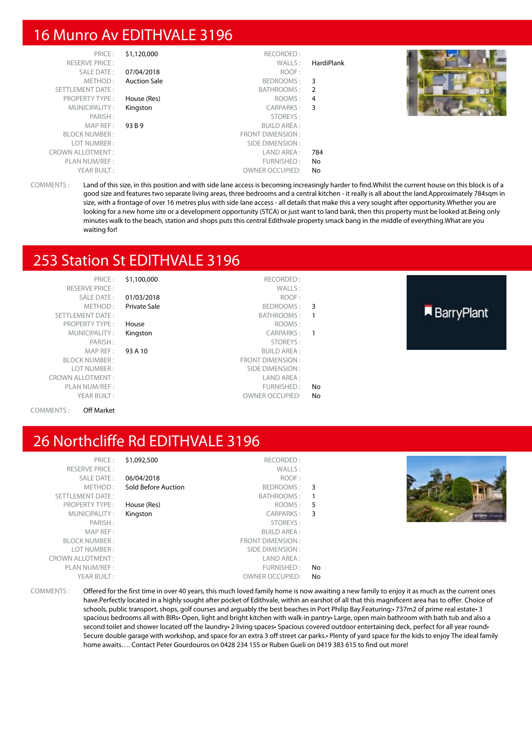## 16 Munro Av EDITHVALE 3196

| | | | |
|---|---|---|---|
| PRICE : | $1,120,000 | RECORDED : | |
| RESERVE PRICE : | | WALLS : | HardiPlank |
| SALE DATE : | 07/04/2018 | ROOF : | |
| METHOD : | Auction Sale | BEDROOMS : | 3 |
| SETTLEMENT DATE : | | BATHROOMS : | 2 |
| PROPERTY TYPE : | House (Res) | ROOMS : | 4 |
| MUNICIPALITY : | Kingston | CARPARKS : | 3 |
| PARISH : | | STOREYS : | |
| MAP REF : | 93 B 9 | BUILD AREA : | |
| BLOCK NUMBER : | | FRONT DIMENSION : | |
| LOT NUMBER : | | SIDE DIMENSION : | |
| CROWN ALLOTMENT : | | LAND AREA : | 784 |
| PLAN NUM/REF : | | FURNISHED : | No |
| YEAR BUILT : | | OWNER OCCUPIED: | No |

COMMENTS : Land of this size, in this position and with side lane access is becoming increasingly harder to find.Whilst the current house on this block is of a good size and features two separate living areas, three bedrooms and a central kitchen - it really is all about the land.Approximately 784sqm in size, with a frontage of over 16 metres plus with side lane access - all details that make this a very sought after opportunity.Whether you are looking for a new home site or a development opportunity (STCA) or just want to land bank, then this property must be looked at.Being only minutes walk to the beach, station and shops puts this central Edithvale property smack bang in the middle of everything.What are you waiting for!

## 253 Station St EDITHVALE 3196

| | | | |
|---|---|---|---|
| PRICE : | $1,100,000 | RECORDED : | |
| RESERVE PRICE : | | WALLS : | |
| SALE DATE : | 01/03/2018 | ROOF : | |
| METHOD : | Private Sale | BEDROOMS : | 3 |
| SETTLEMENT DATE : | | BATHROOMS : | 1 |
| PROPERTY TYPE : | House | ROOMS : | |
| MUNICIPALITY : | Kingston | CARPARKS : | 1 |
| PARISH : | | STOREYS : | |
| MAP REF : | 93 A 10 | BUILD AREA : | |
| BLOCK NUMBER : | | FRONT DIMENSION : | |
| LOT NUMBER : | | SIDE DIMENSION : | |
| CROWN ALLOTMENT : | | LAND AREA : | |
| PLAN NUM/REF : | | FURNISHED : | No |
| YEAR BUILT : | | OWNER OCCUPIED: | No |

COMMENTS : Off Market

## 26 Northcliffe Rd EDITHVALE 3196

| | | | |
|---|---|---|---|
| PRICE : | $1,092,500 | RECORDED : | |
| RESERVE PRICE : | | WALLS : | |
| SALE DATE : | 06/04/2018 | ROOF : | |
| METHOD : | Sold Before Auction | BEDROOMS : | 3 |
| SETTLEMENT DATE : | | BATHROOMS : | 1 |
| PROPERTY TYPE : | House (Res) | ROOMS : | 5 |
| MUNICIPALITY : | Kingston | CARPARKS : | 3 |
| PARISH : | | STOREYS : | |
| MAP REF : | | BUILD AREA : | |
| BLOCK NUMBER : | | FRONT DIMENSION : | |
| LOT NUMBER : | | SIDE DIMENSION : | |
| CROWN ALLOTMENT : | | LAND AREA : | |
| PLAN NUM/REF : | | FURNISHED : | No |
| YEAR BUILT : | | OWNER OCCUPIED: | No |

COMMENTS : Offered for the first time in over 40 years, this much loved family home is now awaiting a new family to enjoy it as much as the current ones have.Perfectly located in a highly sought after pocket of Edithvale, within an earshot of all that this magnificent area has to offer. Choice of schools, public transport, shops, golf courses and arguably the best beaches in Port Philip Bay.Featuring:• 737m2 of prime real estate• 3 spacious bedrooms all with BIRs• Open, light and bright kitchen with walk-in pantry• Large, open main bathroom with bath tub and also a second toilet and shower located off the laundry• 2 living spaces• Spacious covered outdoor entertaining deck, perfect for all year round• Secure double garage with workshop, and space for an extra 3 off street car parks.• Plenty of yard space for the kids to enjoy The ideal family home awaits…. Contact Peter Gourdouros on 0428 234 155 or Ruben Gueli on 0419 383 615 to find out more!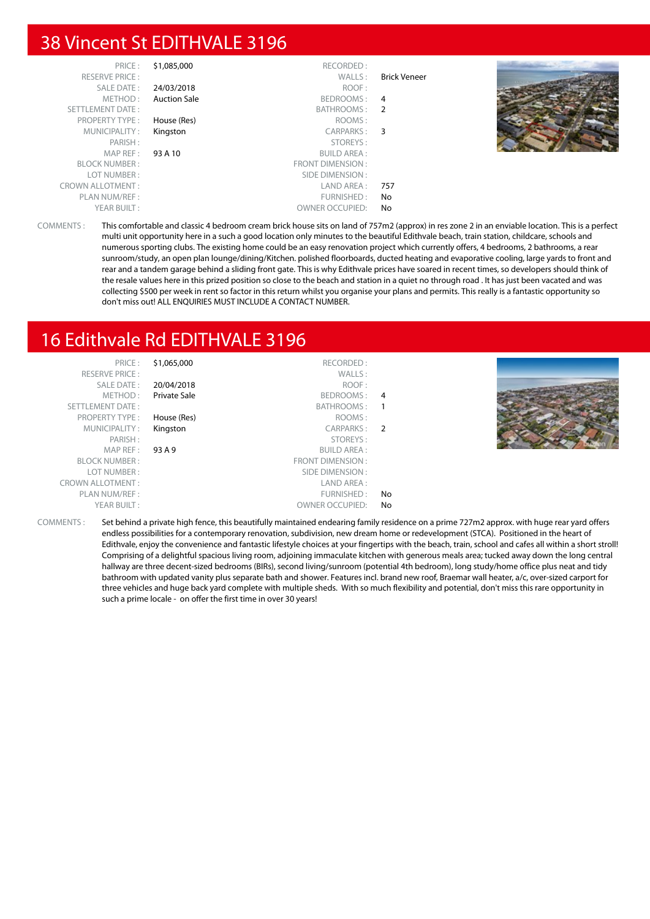# 38 Vincent St EDITHVALE 3196

| | | | |
|---|---|---|---|
| PRICE : | $1,085,000 | RECORDED : | |
| RESERVE PRICE : | | WALLS : | Brick Veneer |
| SALE DATE : | 24/03/2018 | ROOF : | |
| METHOD : | Auction Sale | BEDROOMS : | 4 |
| SETTLEMENT DATE : | | BATHROOMS : | 2 |
| PROPERTY TYPE : | House (Res) | ROOMS : | |
| MUNICIPALITY : | Kingston | CARPARKS : | 3 |
| PARISH : | | STOREYS : | |
| MAP REF : | 93 A 10 | BUILD AREA : | |
| BLOCK NUMBER : | | FRONT DIMENSION : | |
| LOT NUMBER : | | SIDE DIMENSION : | |
| CROWN ALLOTMENT : | | LAND AREA : | 757 |
| PLAN NUM/REF : | | FURNISHED : | No |
| YEAR BUILT : | | OWNER OCCUPIED: | No |

COMMENTS : This comfortable and classic 4 bedroom cream brick house sits on land of 757m2 (approx) in res zone 2 in an enviable location. This is a perfect multi unit opportunity here in a such a good location only minutes to the beautiful Edithvale beach, train station, childcare, schools and numerous sporting clubs. The existing home could be an easy renovation project which currently offers, 4 bedrooms, 2 bathrooms, a rear sunroom/study, an open plan lounge/dining/Kitchen. polished floorboards, ducted heating and evaporative cooling, large yards to front and rear and a tandem garage behind a sliding front gate. This is why Edithvale prices have soared in recent times, so developers should think of the resale values here in this prized position so close to the beach and station in a quiet no through road . It has just been vacated and was collecting $500 per week in rent so factor in this return whilst you organise your plans and permits. This really is a fantastic opportunity so don't miss out! ALL ENQUIRIES MUST INCLUDE A CONTACT NUMBER.

# 16 Edithvale Rd EDITHVALE 3196

| | | | |
|---|---|---|---|
| PRICE : | $1,065,000 | RECORDED : | |
| RESERVE PRICE : | | WALLS : | |
| SALE DATE : | 20/04/2018 | ROOF : | |
| METHOD : | Private Sale | BEDROOMS : | 4 |
| SETTLEMENT DATE : | | BATHROOMS : | 1 |
| PROPERTY TYPE : | House (Res) | ROOMS : | |
| MUNICIPALITY : | Kingston | CARPARKS : | 2 |
| PARISH : | | STOREYS : | |
| MAP REF : | 93 A 9 | BUILD AREA : | |
| BLOCK NUMBER : | | FRONT DIMENSION : | |
| LOT NUMBER : | | SIDE DIMENSION : | |
| CROWN ALLOTMENT : | | LAND AREA : | |
| PLAN NUM/REF : | | FURNISHED : | No |
| YEAR BUILT : | | OWNER OCCUPIED: | No |

COMMENTS : Set behind a private high fence, this beautifully maintained endearing family residence on a prime 727m2 approx. with huge rear yard offers endless possibilities for a contemporary renovation, subdivision, new dream home or redevelopment (STCA). Positioned in the heart of Edithvale, enjoy the convenience and fantastic lifestyle choices at your fingertips with the beach, train, school and cafes all within a short stroll! Comprising of a delightful spacious living room, adjoining immaculate kitchen with generous meals area; tucked away down the long central hallway are three decent-sized bedrooms (BIRs), second living/sunroom (potential 4th bedroom), long study/home office plus neat and tidy bathroom with updated vanity plus separate bath and shower. Features incl. brand new roof, Braemar wall heater, a/c, over-sized carport for three vehicles and huge back yard complete with multiple sheds. With so much flexibility and potential, don't miss this rare opportunity in such a prime locale - on offer the first time in over 30 years!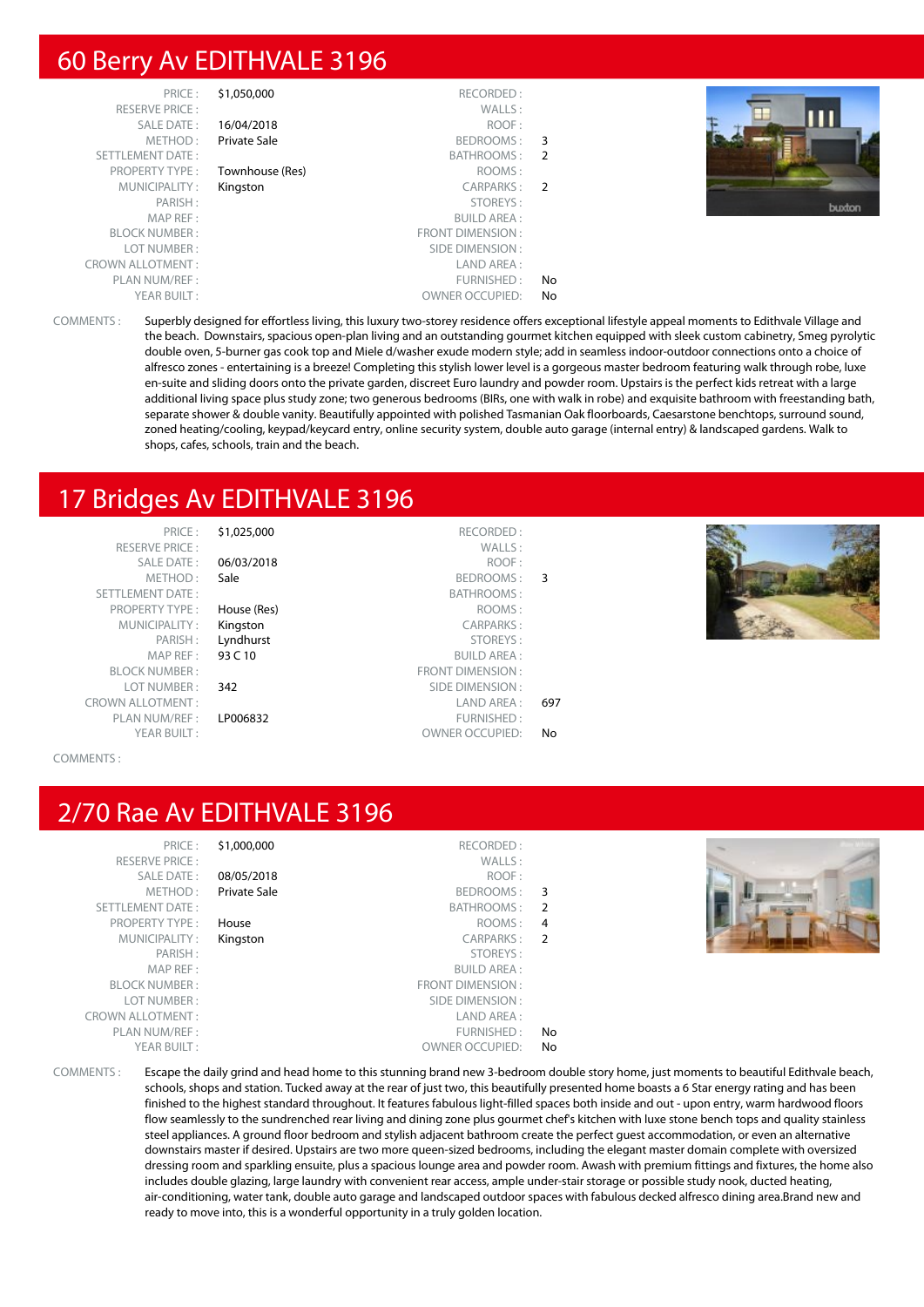## 60 Berry Av EDITHVALE 3196

| | | | |
|---|---|---|---|
| PRICE : | $1,050,000 | RECORDED : | |
| RESERVE PRICE : | | WALLS : | |
| SALE DATE : | 16/04/2018 | ROOF : | |
| METHOD : | Private Sale | BEDROOMS : | 3 |
| SETTLEMENT DATE : | | BATHROOMS : | 2 |
| PROPERTY TYPE : | Townhouse (Res) | ROOMS : | |
| MUNICIPALITY : | Kingston | CARPARKS : | 2 |
| PARISH : | | STOREYS : | |
| MAP REF : | | BUILD AREA : | |
| BLOCK NUMBER : | | FRONT DIMENSION : | |
| LOT NUMBER : | | SIDE DIMENSION : | |
| CROWN ALLOTMENT : | | LAND AREA : | |
| PLAN NUM/REF : | | FURNISHED : | No |
| YEAR BUILT : | | OWNER OCCUPIED: | No |

COMMENTS : Superbly designed for effortless living, this luxury two-storey residence offers exceptional lifestyle appeal moments to Edithvale Village and the beach. Downstairs, spacious open-plan living and an outstanding gourmet kitchen equipped with sleek custom cabinetry, Smeg pyrolytic double oven, 5-burner gas cook top and Miele d/washer exude modern style; add in seamless indoor-outdoor connections onto a choice of alfresco zones - entertaining is a breeze! Completing this stylish lower level is a gorgeous master bedroom featuring walk through robe, luxe en-suite and sliding doors onto the private garden, discreet Euro laundry and powder room. Upstairs is the perfect kids retreat with a large additional living space plus study zone; two generous bedrooms (BIRs, one with walk in robe) and exquisite bathroom with freestanding bath, separate shower & double vanity. Beautifully appointed with polished Tasmanian Oak floorboards, Caesarstone benchtops, surround sound, zoned heating/cooling, keypad/keycard entry, online security system, double auto garage (internal entry) & landscaped gardens. Walk to shops, cafes, schools, train and the beach.

## 17 Bridges Av EDITHVALE 3196

| | | | |
|---|---|---|---|
| PRICE : | $1,025,000 | RECORDED : | |
| RESERVE PRICE : | | WALLS : | |
| SALE DATE : | 06/03/2018 | ROOF : | |
| METHOD : | Sale | BEDROOMS : | 3 |
| SETTLEMENT DATE : | | BATHROOMS : | |
| PROPERTY TYPE : | House (Res) | ROOMS : | |
| MUNICIPALITY : | Kingston | CARPARKS : | |
| PARISH : | Lyndhurst | STOREYS : | |
| MAP REF : | 93 C 10 | BUILD AREA : | |
| BLOCK NUMBER : | | FRONT DIMENSION : | |
| LOT NUMBER : | 342 | SIDE DIMENSION : | |
| CROWN ALLOTMENT : | | LAND AREA : | 697 |
| PLAN NUM/REF : | LP006832 | FURNISHED : | |
| YEAR BUILT : | | OWNER OCCUPIED: | No |

COMMENTS :

## 2/70 Rae Av EDITHVALE 3196

| | | | |
|---|---|---|---|
| PRICE : | $1,000,000 | RECORDED : | |
| RESERVE PRICE : | | WALLS : | |
| SALE DATE : | 08/05/2018 | ROOF : | |
| METHOD : | Private Sale | BEDROOMS : | 3 |
| SETTLEMENT DATE : | | BATHROOMS : | 2 |
| PROPERTY TYPE : | House | ROOMS : | 4 |
| MUNICIPALITY : | Kingston | CARPARKS : | 2 |
| PARISH : | | STOREYS : | |
| MAP REF : | | BUILD AREA : | |
| BLOCK NUMBER : | | FRONT DIMENSION : | |
| LOT NUMBER : | | SIDE DIMENSION : | |
| CROWN ALLOTMENT : | | LAND AREA : | |
| PLAN NUM/REF : | | FURNISHED : | No |
| YEAR BUILT : | | OWNER OCCUPIED: | No |

COMMENTS : Escape the daily grind and head home to this stunning brand new 3-bedroom double story home, just moments to beautiful Edithvale beach, schools, shops and station. Tucked away at the rear of just two, this beautifully presented home boasts a 6 Star energy rating and has been finished to the highest standard throughout. It features fabulous light-filled spaces both inside and out - upon entry, warm hardwood floors flow seamlessly to the sundrenched rear living and dining zone plus gourmet chef's kitchen with luxe stone bench tops and quality stainless steel appliances. A ground floor bedroom and stylish adjacent bathroom create the perfect guest accommodation, or even an alternative downstairs master if desired. Upstairs are two more queen-sized bedrooms, including the elegant master domain complete with oversized dressing room and sparkling ensuite, plus a spacious lounge area and powder room. Awash with premium fittings and fixtures, the home also includes double glazing, large laundry with convenient rear access, ample under-stair storage or possible study nook, ducted heating, air-conditioning, water tank, double auto garage and landscaped outdoor spaces with fabulous decked alfresco dining area.Brand new and ready to move into, this is a wonderful opportunity in a truly golden location.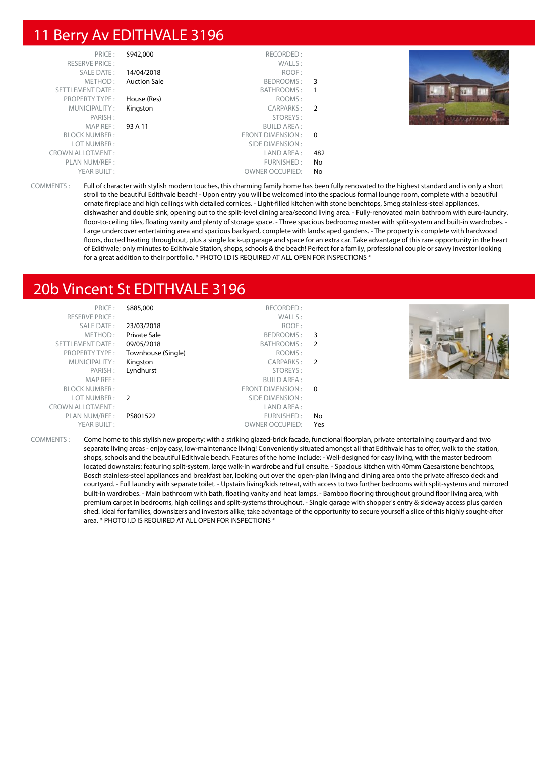## 11 Berry Av EDITHVALE 3196

| | | | |
|---|---|---|---|
| PRICE : | $942,000 | RECORDED : | |
| RESERVE PRICE : | | WALLS : | |
| SALE DATE : | 14/04/2018 | ROOF : | |
| METHOD : | Auction Sale | BEDROOMS : | 3 |
| SETTLEMENT DATE : | | BATHROOMS : | 1 |
| PROPERTY TYPE : | House (Res) | ROOMS : | |
| MUNICIPALITY : | Kingston | CARPARKS : | 2 |
| PARISH : | | STOREYS : | |
| MAP REF : | 93 A 11 | BUILD AREA : | |
| BLOCK NUMBER : | | FRONT DIMENSION : | 0 |
| LOT NUMBER : | | SIDE DIMENSION : | |
| CROWN ALLOTMENT : | | LAND AREA : | 482 |
| PLAN NUM/REF : | | FURNISHED : | No |
| YEAR BUILT : | | OWNER OCCUPIED: | No |

COMMENTS : Full of character with stylish modern touches, this charming family home has been fully renovated to the highest standard and is only a short stroll to the beautiful Edithvale beach! - Upon entry you will be welcomed into the spacious formal lounge room, complete with a beautiful ornate fireplace and high ceilings with detailed cornices. - Light-filled kitchen with stone benchtops, Smeg stainless-steel appliances, dishwasher and double sink, opening out to the split-level dining area/second living area. - Fully-renovated main bathroom with euro-laundry, floor-to-ceiling tiles, floating vanity and plenty of storage space. - Three spacious bedrooms; master with split-system and built-in wardrobes. - Large undercover entertaining area and spacious backyard, complete with landscaped gardens. - The property is complete with hardwood floors, ducted heating throughout, plus a single lock-up garage and space for an extra car. Take advantage of this rare opportunity in the heart of Edithvale; only minutes to Edithvale Station, shops, schools & the beach! Perfect for a family, professional couple or savvy investor looking for a great addition to their portfolio. * PHOTO I.D IS REQUIRED AT ALL OPEN FOR INSPECTIONS *

## 20b Vincent St EDITHVALE 3196

| | | | |
|---|---|---|---|
| PRICE : | $885,000 | RECORDED : | |
| RESERVE PRICE : | | WALLS : | |
| SALE DATE : | 23/03/2018 | ROOF : | |
| METHOD : | Private Sale | BEDROOMS : | 3 |
| SETTLEMENT DATE : | 09/05/2018 | BATHROOMS : | 2 |
| PROPERTY TYPE : | Townhouse (Single) | ROOMS : | |
| MUNICIPALITY : | Kingston | CARPARKS : | 2 |
| PARISH : | Lyndhurst | STOREYS : | |
| MAP REF : | | BUILD AREA : | |
| BLOCK NUMBER : | | FRONT DIMENSION : | 0 |
| LOT NUMBER : | 2 | SIDE DIMENSION : | |
| CROWN ALLOTMENT : | | LAND AREA : | |
| PLAN NUM/REF : | PS801522 | FURNISHED : | No |
| YEAR BUILT : | | OWNER OCCUPIED: | Yes |

COMMENTS : Come home to this stylish new property; with a striking glazed-brick facade, functional floorplan, private entertaining courtyard and two separate living areas - enjoy easy, low-maintenance living! Conveniently situated amongst all that Edithvale has to offer; walk to the station, shops, schools and the beautiful Edithvale beach. Features of the home include: - Well-designed for easy living, with the master bedroom located downstairs; featuring split-system, large walk-in wardrobe and full ensuite. - Spacious kitchen with 40mm Caesarstone benchtops, Bosch stainless-steel appliances and breakfast bar, looking out over the open-plan living and dining area onto the private alfresco deck and courtyard. - Full laundry with separate toilet. - Upstairs living/kids retreat, with access to two further bedrooms with split-systems and mirrored built-in wardrobes. - Main bathroom with bath, floating vanity and heat lamps. - Bamboo flooring throughout ground floor living area, with premium carpet in bedrooms, high ceilings and split-systems throughout. - Single garage with shopper's entry & sideway access plus garden shed. Ideal for families, downsizers and investors alike; take advantage of the opportunity to secure yourself a slice of this highly sought-after area. * PHOTO I.D IS REQUIRED AT ALL OPEN FOR INSPECTIONS *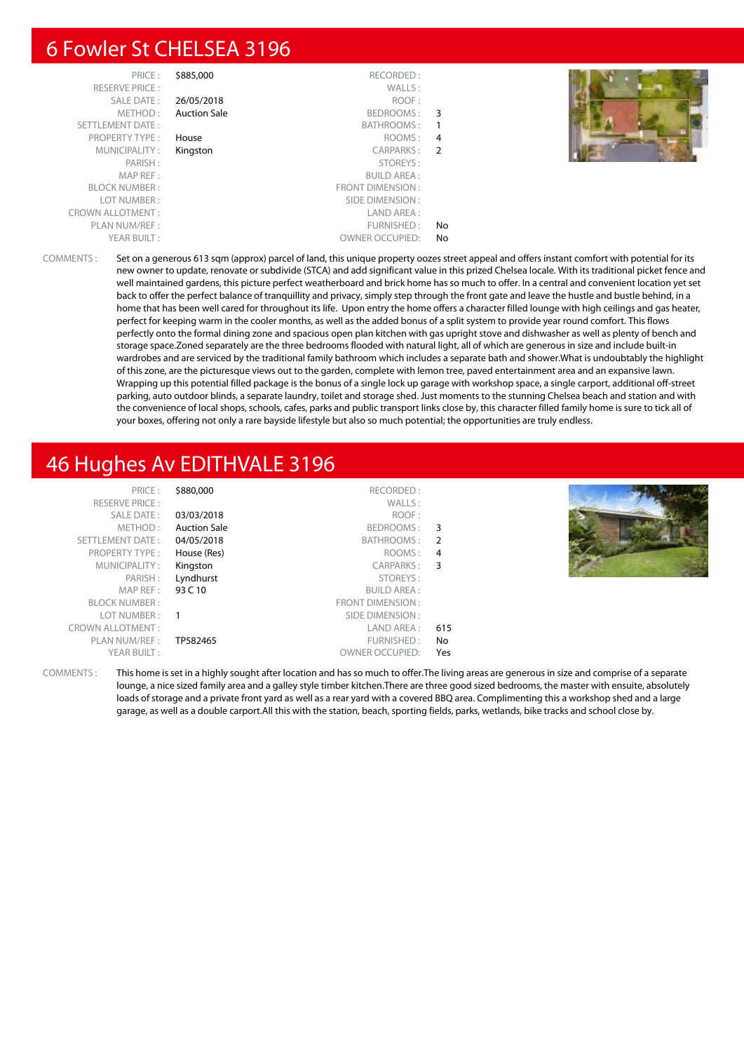## 6 Fowler St CHELSEA 3196

| | | | |
|---|---|---|---|
| PRICE : | $885,000 | RECORDED : | |
| RESERVE PRICE : | | WALLS : | |
| SALE DATE : | 26/05/2018 | ROOF : | |
| METHOD : | Auction Sale | BEDROOMS : | 3 |
| SETTLEMENT DATE : | | BATHROOMS : | 1 |
| PROPERTY TYPE : | House | ROOMS : | 4 |
| MUNICIPALITY : | Kingston | CARPARKS : | 2 |
| PARISH : | | STOREYS : | |
| MAP REF : | | BUILD AREA : | |
| BLOCK NUMBER : | | FRONT DIMENSION : | |
| LOT NUMBER : | | SIDE DIMENSION : | |
| CROWN ALLOTMENT : | | LAND AREA : | |
| PLAN NUM/REF : | | FURNISHED : | No |
| YEAR BUILT : | | OWNER OCCUPIED: | No |

COMMENTS : Set on a generous 613 sqm (approx) parcel of land, this unique property oozes street appeal and offers instant comfort with potential for its new owner to update, renovate or subdivide (STCA) and add significant value in this prized Chelsea locale. With its traditional picket fence and well maintained gardens, this picture perfect weatherboard and brick home has so much to offer. In a central and convenient location yet set back to offer the perfect balance of tranquillity and privacy, simply step through the front gate and leave the hustle and bustle behind, in a home that has been well cared for throughout its life. Upon entry the home offers a character filled lounge with high ceilings and gas heater, perfect for keeping warm in the cooler months, as well as the added bonus of a split system to provide year round comfort. This flows perfectly onto the formal dining zone and spacious open plan kitchen with gas upright stove and dishwasher as well as plenty of bench and storage space.Zoned separately are the three bedrooms flooded with natural light, all of which are generous in size and include built-in wardrobes and are serviced by the traditional family bathroom which includes a separate bath and shower.What is undoubtably the highlight of this zone, are the picturesque views out to the garden, complete with lemon tree, paved entertainment area and an expansive lawn. Wrapping up this potential filled package is the bonus of a single lock up garage with workshop space, a single carport, additional off-street parking, auto outdoor blinds, a separate laundry, toilet and storage shed. Just moments to the stunning Chelsea beach and station and with the convenience of local shops, schools, cafes, parks and public transport links close by, this character filled family home is sure to tick all of your boxes, offering not only a rare bayside lifestyle but also so much potential; the opportunities are truly endless.

## 46 Hughes Av EDITHVALE 3196

| | | | |
|---|---|---|---|
| PRICE : | $880,000 | RECORDED : | |
| RESERVE PRICE : | | WALLS : | |
| SALE DATE : | 03/03/2018 | ROOF : | |
| METHOD : | Auction Sale | BEDROOMS : | 3 |
| SETTLEMENT DATE : | 04/05/2018 | BATHROOMS : | 2 |
| PROPERTY TYPE : | House (Res) | ROOMS : | 4 |
| MUNICIPALITY : | Kingston | CARPARKS : | 3 |
| PARISH : | Lyndhurst | STOREYS : | |
| MAP REF : | 93 C 10 | BUILD AREA : | |
| BLOCK NUMBER : | | FRONT DIMENSION : | |
| LOT NUMBER : | 1 | SIDE DIMENSION : | |
| CROWN ALLOTMENT : | | LAND AREA : | 615 |
| PLAN NUM/REF : | TP582465 | FURNISHED : | No |
| YEAR BUILT : | | OWNER OCCUPIED: | Yes |

COMMENTS : This home is set in a highly sought after location and has so much to offer.The living areas are generous in size and comprise of a separate lounge, a nice sized family area and a galley style timber kitchen.There are three good sized bedrooms, the master with ensuite, absolutely loads of storage and a private front yard as well as a rear yard with a covered BBQ area. Complimenting this a workshop shed and a large garage, as well as a double carport.All this with the station, beach, sporting fields, parks, wetlands, bike tracks and school close by.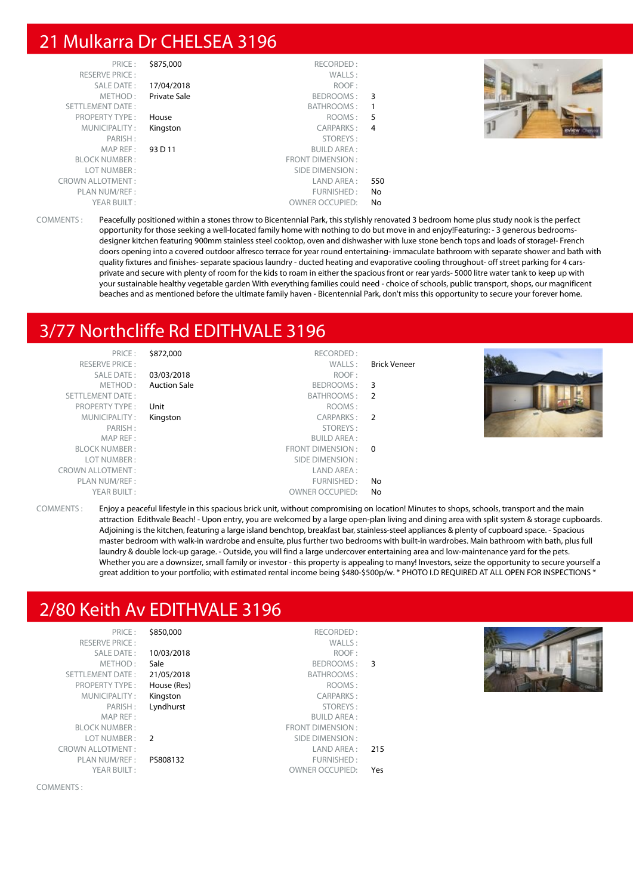# 21 Mulkarra Dr CHELSEA 3196

| | | | |
|---|---|---|---|
| PRICE : | $875,000 | RECORDED : | |
| RESERVE PRICE : | | WALLS : | |
| SALE DATE : | 17/04/2018 | ROOF : | |
| METHOD : | Private Sale | BEDROOMS : | 3 |
| SETTLEMENT DATE : | | BATHROOMS : | 1 |
| PROPERTY TYPE : | House | ROOMS : | 5 |
| MUNICIPALITY : | Kingston | CARPARKS : | 4 |
| PARISH : | | STOREYS : | |
| MAP REF : | 93 D 11 | BUILD AREA : | |
| BLOCK NUMBER : | | FRONT DIMENSION : | |
| LOT NUMBER : | | SIDE DIMENSION : | |
| CROWN ALLOTMENT : | | LAND AREA : | 550 |
| PLAN NUM/REF : | | FURNISHED : | No |
| YEAR BUILT : | | OWNER OCCUPIED: | No |

COMMENTS : Peacefully positioned within a stones throw to Bicentennial Park, this stylishly renovated 3 bedroom home plus study nook is the perfect opportunity for those seeking a well-located family home with nothing to do but move in and enjoy!Featuring: - 3 generous bedrooms- designer kitchen featuring 900mm stainless steel cooktop, oven and dishwasher with luxe stone bench tops and loads of storage!- French doors opening into a covered outdoor alfresco terrace for year round entertaining- immaculate bathroom with separate shower and bath with quality fixtures and finishes- separate spacious laundry - ducted heating and evaporative cooling throughout- off street parking for 4 cars- private and secure with plenty of room for the kids to roam in either the spacious front or rear yards- 5000 litre water tank to keep up with your sustainable healthy vegetable garden With everything families could need - choice of schools, public transport, shops, our magnificent beaches and as mentioned before the ultimate family haven - Bicentennial Park, don't miss this opportunity to secure your forever home.

# 3/77 Northcliffe Rd EDITHVALE 3196

| | | | |
|---|---|---|---|
| PRICE : | $872,000 | RECORDED : | |
| RESERVE PRICE : | | WALLS : | Brick Veneer |
| SALE DATE : | 03/03/2018 | ROOF : | |
| METHOD : | Auction Sale | BEDROOMS : | 3 |
| SETTLEMENT DATE : | | BATHROOMS : | 2 |
| PROPERTY TYPE : | Unit | ROOMS : | |
| MUNICIPALITY : | Kingston | CARPARKS : | 2 |
| PARISH : | | STOREYS : | |
| MAP REF : | | BUILD AREA : | |
| BLOCK NUMBER : | | FRONT DIMENSION : | 0 |
| LOT NUMBER : | | SIDE DIMENSION : | |
| CROWN ALLOTMENT : | | LAND AREA : | |
| PLAN NUM/REF : | | FURNISHED : | No |
| YEAR BUILT : | | OWNER OCCUPIED: | No |

COMMENTS : Enjoy a peaceful lifestyle in this spacious brick unit, without compromising on location! Minutes to shops, schools, transport and the main attraction Edithvale Beach! - Upon entry, you are welcomed by a large open-plan living and dining area with split system & storage cupboards. Adjoining is the kitchen, featuring a large island benchtop, breakfast bar, stainless-steel appliances & plenty of cupboard space. - Spacious master bedroom with walk-in wardrobe and ensuite, plus further two bedrooms with built-in wardrobes. Main bathroom with bath, plus full laundry & double lock-up garage. - Outside, you will find a large undercover entertaining area and low-maintenance yard for the pets. Whether you are a downsizer, small family or investor - this property is appealing to many! Investors, seize the opportunity to secure yourself a great addition to your portfolio; with estimated rental income being $480-$500p/w. * PHOTO I.D REQUIRED AT ALL OPEN FOR INSPECTIONS *

# 2/80 Keith Av EDITHVALE 3196

| | | | |
|---|---|---|---|
| PRICE : | $850,000 | RECORDED : | |
| RESERVE PRICE : | | WALLS : | |
| SALE DATE : | 10/03/2018 | ROOF : | |
| METHOD : | Sale | BEDROOMS : | 3 |
| SETTLEMENT DATE : | 21/05/2018 | BATHROOMS : | |
| PROPERTY TYPE : | House (Res) | ROOMS : | |
| MUNICIPALITY : | Kingston | CARPARKS : | |
| PARISH : | Lyndhurst | STOREYS : | |
| MAP REF : | | BUILD AREA : | |
| BLOCK NUMBER : | | FRONT DIMENSION : | |
| LOT NUMBER : | 2 | SIDE DIMENSION : | |
| CROWN ALLOTMENT : | | LAND AREA : | 215 |
| PLAN NUM/REF : | PS808132 | FURNISHED : | |
| YEAR BUILT : | | OWNER OCCUPIED: | Yes |

COMMENTS :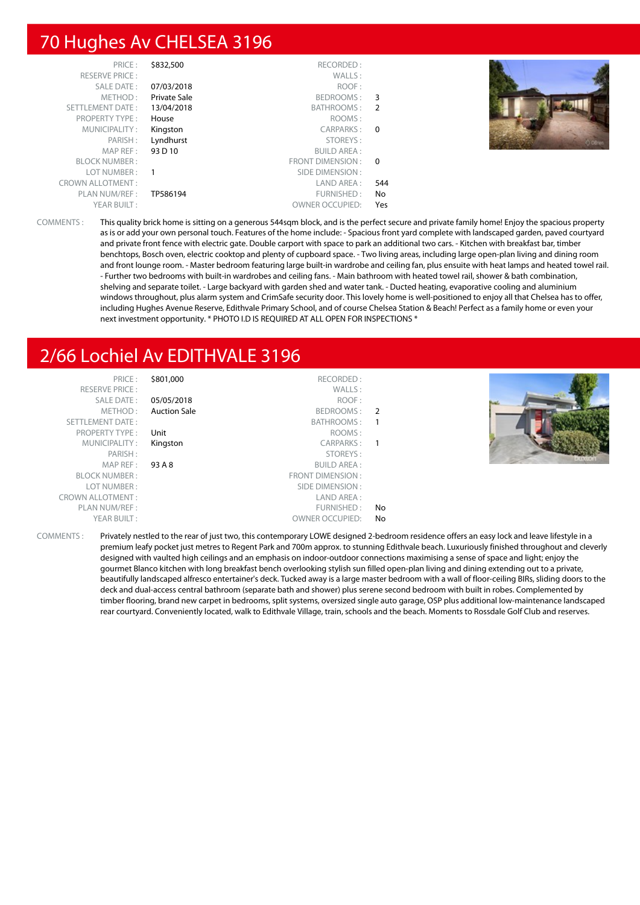## 70 Hughes Av CHELSEA 3196

| | | | |
|---|---|---|---|
| PRICE : | $832,500 | RECORDED : | |
| RESERVE PRICE : | | WALLS : | |
| SALE DATE : | 07/03/2018 | ROOF : | |
| METHOD : | Private Sale | BEDROOMS : | 3 |
| SETTLEMENT DATE : | 13/04/2018 | BATHROOMS : | 2 |
| PROPERTY TYPE : | House | ROOMS : | |
| MUNICIPALITY : | Kingston | CARPARKS : | 0 |
| PARISH : | Lyndhurst | STOREYS : | |
| MAP REF : | 93 D 10 | BUILD AREA : | |
| BLOCK NUMBER : | | FRONT DIMENSION : | 0 |
| LOT NUMBER : | 1 | SIDE DIMENSION : | |
| CROWN ALLOTMENT : | | LAND AREA : | 544 |
| PLAN NUM/REF : | TP586194 | FURNISHED : | No |
| YEAR BUILT : | | OWNER OCCUPIED: | Yes |

COMMENTS : This quality brick home is sitting on a generous 544sqm block, and is the perfect secure and private family home! Enjoy the spacious property as is or add your own personal touch. Features of the home include: - Spacious front yard complete with landscaped garden, paved courtyard and private front fence with electric gate. Double carport with space to park an additional two cars. - Kitchen with breakfast bar, timber benchtops, Bosch oven, electric cooktop and plenty of cupboard space. - Two living areas, including large open-plan living and dining room and front lounge room. - Master bedroom featuring large built-in wardrobe and ceiling fan, plus ensuite with heat lamps and heated towel rail. - Further two bedrooms with built-in wardrobes and ceiling fans. - Main bathroom with heated towel rail, shower & bath combination, shelving and separate toilet. - Large backyard with garden shed and water tank. - Ducted heating, evaporative cooling and aluminium windows throughout, plus alarm system and CrimSafe security door. This lovely home is well-positioned to enjoy all that Chelsea has to offer, including Hughes Avenue Reserve, Edithvale Primary School, and of course Chelsea Station & Beach! Perfect as a family home or even your next investment opportunity. * PHOTO I.D IS REQUIRED AT ALL OPEN FOR INSPECTIONS *

## 2/66 Lochiel Av EDITHVALE 3196

| | | | |
|---|---|---|---|
| PRICE : | $801,000 | RECORDED : | |
| RESERVE PRICE : | | WALLS : | |
| SALE DATE : | 05/05/2018 | ROOF : | |
| METHOD : | Auction Sale | BEDROOMS : | 2 |
| SETTLEMENT DATE : | | BATHROOMS : | 1 |
| PROPERTY TYPE : | Unit | ROOMS : | |
| MUNICIPALITY : | Kingston | CARPARKS : | 1 |
| PARISH : | | STOREYS : | |
| MAP REF : | 93 A 8 | BUILD AREA : | |
| BLOCK NUMBER : | | FRONT DIMENSION : | |
| LOT NUMBER : | | SIDE DIMENSION : | |
| CROWN ALLOTMENT : | | LAND AREA : | |
| PLAN NUM/REF : | | FURNISHED : | No |
| YEAR BUILT : | | OWNER OCCUPIED: | No |

COMMENTS : Privately nestled to the rear of just two, this contemporary LOWE designed 2-bedroom residence offers an easy lock and leave lifestyle in a premium leafy pocket just metres to Regent Park and 700m approx. to stunning Edithvale beach. Luxuriously finished throughout and cleverly designed with vaulted high ceilings and an emphasis on indoor-outdoor connections maximising a sense of space and light; enjoy the gourmet Blanco kitchen with long breakfast bench overlooking stylish sun filled open-plan living and dining extending out to a private, beautifully landscaped alfresco entertainer's deck. Tucked away is a large master bedroom with a wall of floor-ceiling BIRs, sliding doors to the deck and dual-access central bathroom (separate bath and shower) plus serene second bedroom with built in robes. Complemented by timber flooring, brand new carpet in bedrooms, split systems, oversized single auto garage, OSP plus additional low-maintenance landscaped rear courtyard. Conveniently located, walk to Edithvale Village, train, schools and the beach. Moments to Rossdale Golf Club and reserves.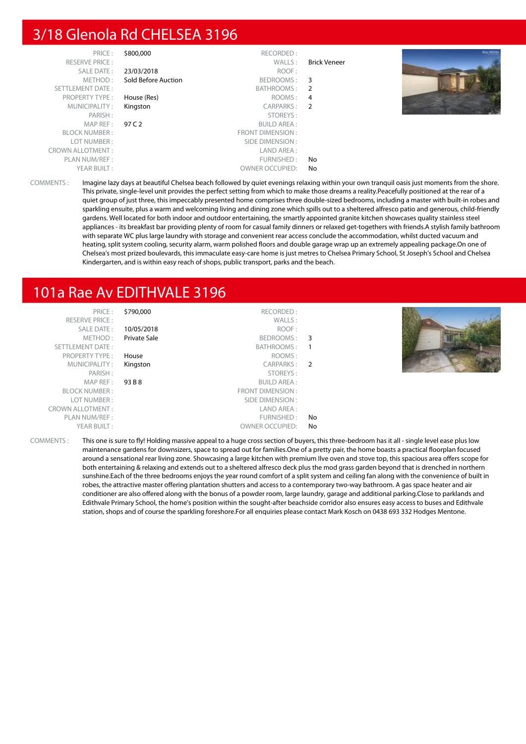## 3/18 Glenola Rd CHELSEA 3196

| | | | |
|---|---|---|---|
| PRICE : | $800,000 | RECORDED : | |
| RESERVE PRICE : | | WALLS : | Brick Veneer |
| SALE DATE : | 23/03/2018 | ROOF : | |
| METHOD : | Sold Before Auction | BEDROOMS : | 3 |
| SETTLEMENT DATE : | | BATHROOMS : | 2 |
| PROPERTY TYPE : | House (Res) | ROOMS : | 4 |
| MUNICIPALITY : | Kingston | CARPARKS : | 2 |
| PARISH : | | STOREYS : | |
| MAP REF : | 97 C 2 | BUILD AREA : | |
| BLOCK NUMBER : | | FRONT DIMENSION : | |
| LOT NUMBER : | | SIDE DIMENSION : | |
| CROWN ALLOTMENT : | | LAND AREA : | |
| PLAN NUM/REF : | | FURNISHED : | No |
| YEAR BUILT : | | OWNER OCCUPIED: | No |

COMMENTS : Imagine lazy days at beautiful Chelsea beach followed by quiet evenings relaxing within your own tranquil oasis just moments from the shore. This private, single-level unit provides the perfect setting from which to make those dreams a reality.Peacefully positioned at the rear of a quiet group of just three, this impeccably presented home comprises three double-sized bedrooms, including a master with built-in robes and sparkling ensuite, plus a warm and welcoming living and dining zone which spills out to a sheltered alfresco patio and generous, child-friendly gardens. Well located for both indoor and outdoor entertaining, the smartly appointed granite kitchen showcases quality stainless steel appliances - its breakfast bar providing plenty of room for casual family dinners or relaxed get-togethers with friends.A stylish family bathroom with separate WC plus large laundry with storage and convenient rear access conclude the accommodation, whilst ducted vacuum and heating, split system cooling, security alarm, warm polished floors and double garage wrap up an extremely appealing package.On one of Chelsea's most prized boulevards, this immaculate easy-care home is just metres to Chelsea Primary School, St Joseph's School and Chelsea Kindergarten, and is within easy reach of shops, public transport, parks and the beach.

## 101a Rae Av EDITHVALE 3196

| | | | |
|---|---|---|---|
| PRICE : | $790,000 | RECORDED : | |
| RESERVE PRICE : | | WALLS : | |
| SALE DATE : | 10/05/2018 | ROOF : | |
| METHOD : | Private Sale | BEDROOMS : | 3 |
| SETTLEMENT DATE : | | BATHROOMS : | 1 |
| PROPERTY TYPE : | House | ROOMS : | |
| MUNICIPALITY : | Kingston | CARPARKS : | 2 |
| PARISH : | | STOREYS : | |
| MAP REF : | 93 B 8 | BUILD AREA : | |
| BLOCK NUMBER : | | FRONT DIMENSION : | |
| LOT NUMBER : | | SIDE DIMENSION : | |
| CROWN ALLOTMENT : | | LAND AREA : | |
| PLAN NUM/REF : | | FURNISHED : | No |
| YEAR BUILT : | | OWNER OCCUPIED: | No |

COMMENTS : This one is sure to fly! Holding massive appeal to a huge cross section of buyers, this three-bedroom has it all - single level ease plus low maintenance gardens for downsizers, space to spread out for families.One of a pretty pair, the home boasts a practical floorplan focused around a sensational rear living zone. Showcasing a large kitchen with premium Ilve oven and stove top, this spacious area offers scope for both entertaining & relaxing and extends out to a sheltered alfresco deck plus the mod grass garden beyond that is drenched in northern sunshine.Each of the three bedrooms enjoys the year round comfort of a split system and ceiling fan along with the convenience of built in robes, the attractive master offering plantation shutters and access to a contemporary two-way bathroom. A gas space heater and air conditioner are also offered along with the bonus of a powder room, large laundry, garage and additional parking.Close to parklands and Edithvale Primary School, the home's position within the sought-after beachside corridor also ensures easy access to buses and Edithvale station, shops and of course the sparkling foreshore.For all enquiries please contact Mark Kosch on 0438 693 332 Hodges Mentone.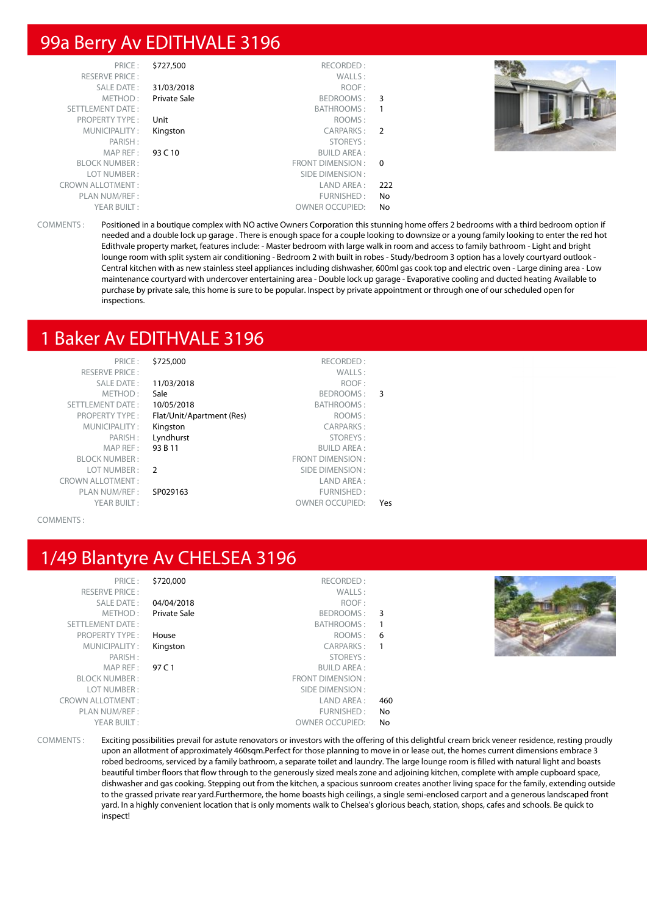## 99a Berry Av EDITHVALE 3196

| | | | |
|---|---|---|---|
| PRICE : | $727,500 | RECORDED : | |
| RESERVE PRICE : | | WALLS : | |
| SALE DATE : | 31/03/2018 | ROOF : | |
| METHOD : | Private Sale | BEDROOMS : | 3 |
| SETTLEMENT DATE : | | BATHROOMS : | 1 |
| PROPERTY TYPE : | Unit | ROOMS : | |
| MUNICIPALITY : | Kingston | CARPARKS : | 2 |
| PARISH : | | STOREYS : | |
| MAP REF : | 93 C 10 | BUILD AREA : | |
| BLOCK NUMBER : | | FRONT DIMENSION : | 0 |
| LOT NUMBER : | | SIDE DIMENSION : | |
| CROWN ALLOTMENT : | | LAND AREA : | 222 |
| PLAN NUM/REF : | | FURNISHED : | No |
| YEAR BUILT : | | OWNER OCCUPIED: | No |

COMMENTS : Positioned in a boutique complex with NO active Owners Corporation this stunning home offers 2 bedrooms with a third bedroom option if needed and a double lock up garage . There is enough space for a couple looking to downsize or a young family looking to enter the red hot Edithvale property market, features include: - Master bedroom with large walk in room and access to family bathroom - Light and bright lounge room with split system air conditioning - Bedroom 2 with built in robes - Study/bedroom 3 option has a lovely courtyard outlook - Central kitchen with as new stainless steel appliances including dishwasher, 600ml gas cook top and electric oven - Large dining area - Low maintenance courtyard with undercover entertaining area - Double lock up garage - Evaporative cooling and ducted heating Available to purchase by private sale, this home is sure to be popular. Inspect by private appointment or through one of our scheduled open for inspections.

## 1 Baker Av EDITHVALE 3196

| | | | |
|---|---|---|---|
| PRICE : | $725,000 | RECORDED : | |
| RESERVE PRICE : | | WALLS : | |
| SALE DATE : | 11/03/2018 | ROOF : | |
| METHOD : | Sale | BEDROOMS : | 3 |
| SETTLEMENT DATE : | 10/05/2018 | BATHROOMS : | |
| PROPERTY TYPE : | Flat/Unit/Apartment (Res) | ROOMS : | |
| MUNICIPALITY : | Kingston | CARPARKS : | |
| PARISH : | Lyndhurst | STOREYS : | |
| MAP REF : | 93 B 11 | BUILD AREA : | |
| BLOCK NUMBER : | | FRONT DIMENSION : | |
| LOT NUMBER : | 2 | SIDE DIMENSION : | |
| CROWN ALLOTMENT : | | LAND AREA : | |
| PLAN NUM/REF : | SP029163 | FURNISHED : | |
| YEAR BUILT : | | OWNER OCCUPIED: | Yes |

COMMENTS :

## 1/49 Blantyre Av CHELSEA 3196

| | | | |
|---|---|---|---|
| PRICE : | $720,000 | RECORDED : | |
| RESERVE PRICE : | | WALLS : | |
| SALE DATE : | 04/04/2018 | ROOF : | |
| METHOD : | Private Sale | BEDROOMS : | 3 |
| SETTLEMENT DATE : | | BATHROOMS : | 1 |
| PROPERTY TYPE : | House | ROOMS : | 6 |
| MUNICIPALITY : | Kingston | CARPARKS : | 1 |
| PARISH : | | STOREYS : | |
| MAP REF : | 97 C 1 | BUILD AREA : | |
| BLOCK NUMBER : | | FRONT DIMENSION : | |
| LOT NUMBER : | | SIDE DIMENSION : | |
| CROWN ALLOTMENT : | | LAND AREA : | 460 |
| PLAN NUM/REF : | | FURNISHED : | No |
| YEAR BUILT : | | OWNER OCCUPIED: | No |

COMMENTS : Exciting possibilities prevail for astute renovators or investors with the offering of this delightful cream brick veneer residence, resting proudly upon an allotment of approximately 460sqm.Perfect for those planning to move in or lease out, the homes current dimensions embrace 3 robed bedrooms, serviced by a family bathroom, a separate toilet and laundry. The large lounge room is filled with natural light and boasts beautiful timber floors that flow through to the generously sized meals zone and adjoining kitchen, complete with ample cupboard space, dishwasher and gas cooking. Stepping out from the kitchen, a spacious sunroom creates another living space for the family, extending outside to the grassed private rear yard.Furthermore, the home boasts high ceilings, a single semi-enclosed carport and a generous landscaped front yard. In a highly convenient location that is only moments walk to Chelsea's glorious beach, station, shops, cafes and schools. Be quick to inspect!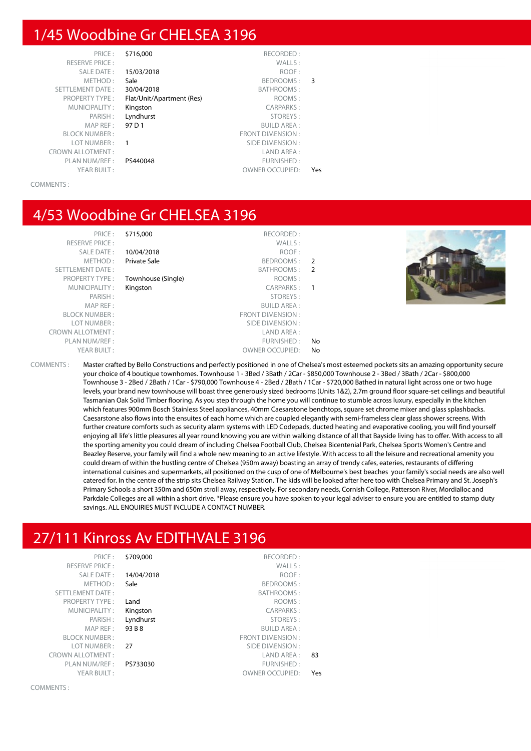## 1/45 Woodbine Gr CHELSEA 3196

| | | | |
|---|---|---|---|
| PRICE : | $716,000 | RECORDED : | |
| RESERVE PRICE : | | WALLS : | |
| SALE DATE : | 15/03/2018 | ROOF : | |
| METHOD : | Sale | BEDROOMS : | 3 |
| SETTLEMENT DATE : | 30/04/2018 | BATHROOMS : | |
| PROPERTY TYPE : | Flat/Unit/Apartment (Res) | ROOMS : | |
| MUNICIPALITY : | Kingston | CARPARKS : | |
| PARISH : | Lyndhurst | STOREYS : | |
| MAP REF : | 97 D 1 | BUILD AREA : | |
| BLOCK NUMBER : | | FRONT DIMENSION : | |
| LOT NUMBER : | 1 | SIDE DIMENSION : | |
| CROWN ALLOTMENT : | | LAND AREA : | |
| PLAN NUM/REF : | PS440048 | FURNISHED : | |
| YEAR BUILT : | | OWNER OCCUPIED: | Yes |

COMMENTS :

## 4/53 Woodbine Gr CHELSEA 3196

| | | | |
|---|---|---|---|
| PRICE : | $715,000 | RECORDED : | |
| RESERVE PRICE : | | WALLS : | |
| SALE DATE : | 10/04/2018 | ROOF : | |
| METHOD : | Private Sale | BEDROOMS : | 2 |
| SETTLEMENT DATE : | | BATHROOMS : | 2 |
| PROPERTY TYPE : | Townhouse (Single) | ROOMS : | |
| MUNICIPALITY : | Kingston | CARPARKS : | 1 |
| PARISH : | | STOREYS : | |
| MAP REF : | | BUILD AREA : | |
| BLOCK NUMBER : | | FRONT DIMENSION : | |
| LOT NUMBER : | | SIDE DIMENSION : | |
| CROWN ALLOTMENT : | | LAND AREA : | |
| PLAN NUM/REF : | | FURNISHED : | No |
| YEAR BUILT : | | OWNER OCCUPIED: | No |

COMMENTS : Master crafted by Bello Constructions and perfectly positioned in one of Chelsea's most esteemed pockets sits an amazing opportunity secure your choice of 4 boutique townhomes. Townhouse 1 - 3Bed / 3Bath / 2Car - $850,000 Townhouse 2 - 3Bed / 3Bath / 2Car - $800,000 Townhouse 3 - 2Bed / 2Bath / 1Car - $790,000 Townhouse 4 - 2Bed / 2Bath / 1Car - $720,000 Bathed in natural light across one or two huge levels, your brand new townhouse will boast three generously sized bedrooms (Units 1&2), 2.7m ground floor square-set ceilings and beautiful Tasmanian Oak Solid Timber flooring. As you step through the home you will continue to stumble across luxury, especially in the kitchen which features 900mm Bosch Stainless Steel appliances, 40mm Caesarstone benchtops, square set chrome mixer and glass splashbacks. Caesarstone also flows into the ensuites of each home which are coupled elegantly with semi-frameless clear glass shower screens. With further creature comforts such as security alarm systems with LED Codepads, ducted heating and evaporative cooling, you will find yourself enjoying all life's little pleasures all year round knowing you are within walking distance of all that Bayside living has to offer. With access to all the sporting amenity you could dream of including Chelsea Football Club, Chelsea Bicentenial Park, Chelsea Sports Women's Centre and Beazley Reserve, your family will find a whole new meaning to an active lifestyle. With access to all the leisure and recreational amenity you could dream of within the hustling centre of Chelsea (950m away) boasting an array of trendy cafes, eateries, restaurants of differing international cuisines and supermarkets, all positioned on the cusp of one of Melbourne's best beaches your family's social needs are also well catered for. In the centre of the strip sits Chelsea Railway Station. The kids will be looked after here too with Chelsea Primary and St. Joseph's Primary Schools a short 350m and 650m stroll away, respectively. For secondary needs, Cornish College, Patterson River, Mordialloc and Parkdale Colleges are all within a short drive. *Please ensure you have spoken to your legal adviser to ensure you are entitled to stamp duty savings. ALL ENQUIRIES MUST INCLUDE A CONTACT NUMBER.

## 27/111 Kinross Av EDITHVALE 3196

| | | | |
|---|---|---|---|
| PRICE : | $709,000 | RECORDED : | |
| RESERVE PRICE : | | WALLS : | |
| SALE DATE : | 14/04/2018 | ROOF : | |
| METHOD : | Sale | BEDROOMS : | |
| SETTLEMENT DATE : | | BATHROOMS : | |
| PROPERTY TYPE : | Land | ROOMS : | |
| MUNICIPALITY : | Kingston | CARPARKS : | |
| PARISH : | Lyndhurst | STOREYS : | |
| MAP REF : | 93 B 8 | BUILD AREA : | |
| BLOCK NUMBER : | | FRONT DIMENSION : | |
| LOT NUMBER : | 27 | SIDE DIMENSION : | |
| CROWN ALLOTMENT : | | LAND AREA : | 83 |
| PLAN NUM/REF : | PS733030 | FURNISHED : | |
| YEAR BUILT : | | OWNER OCCUPIED: | Yes |

COMMENTS :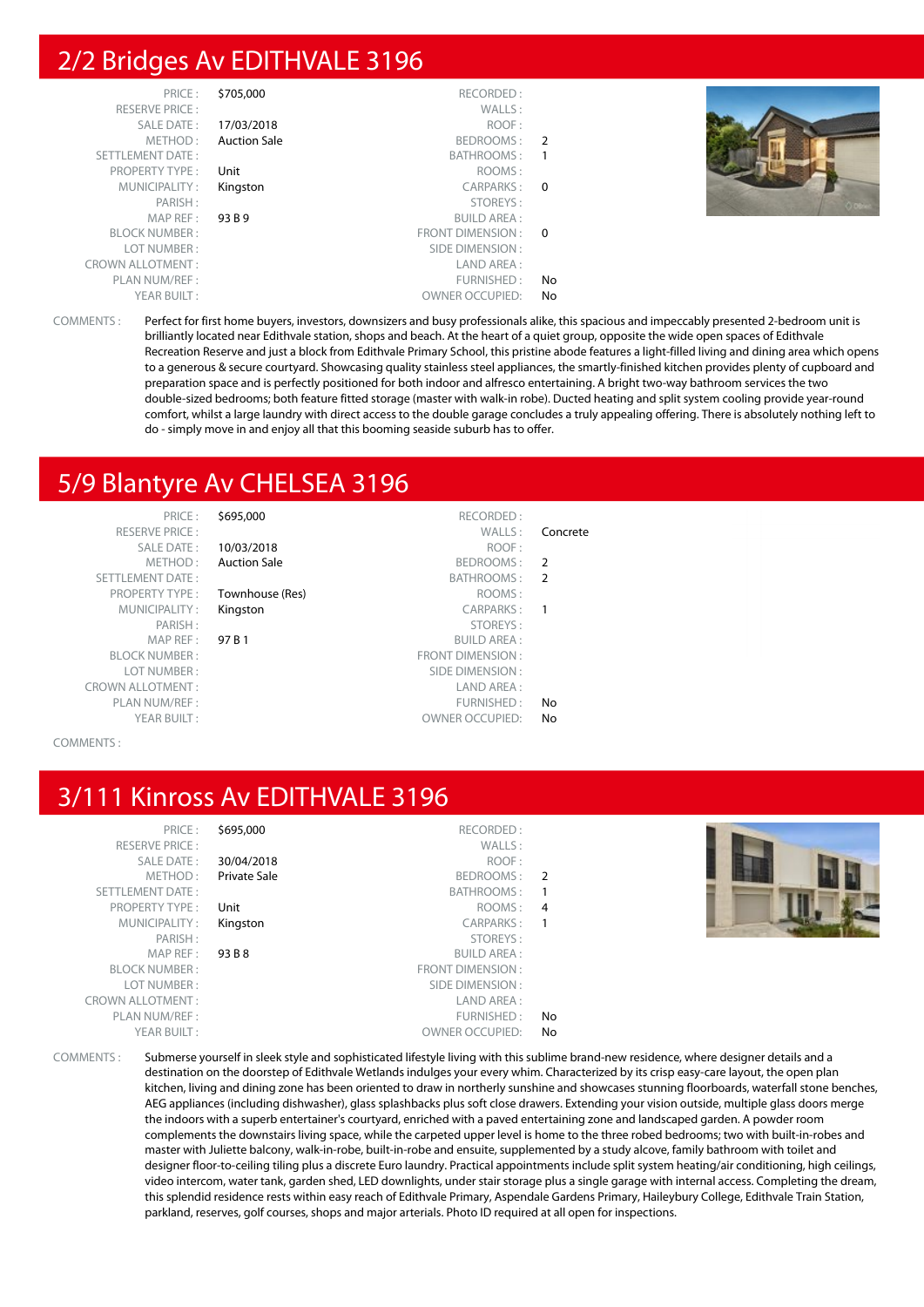## 2/2 Bridges Av EDITHVALE 3196

| | | | |
|---|---|---|---|
| PRICE : | $705,000 | RECORDED : | |
| RESERVE PRICE : | | WALLS : | |
| SALE DATE : | 17/03/2018 | ROOF : | |
| METHOD : | Auction Sale | BEDROOMS : | 2 |
| SETTLEMENT DATE : | | BATHROOMS : | 1 |
| PROPERTY TYPE : | Unit | ROOMS : | |
| MUNICIPALITY : | Kingston | CARPARKS : | 0 |
| PARISH : | | STOREYS : | |
| MAP REF : | 93 B 9 | BUILD AREA : | |
| BLOCK NUMBER : | | FRONT DIMENSION : | 0 |
| LOT NUMBER : | | SIDE DIMENSION : | |
| CROWN ALLOTMENT : | | LAND AREA : | |
| PLAN NUM/REF : | | FURNISHED : | No |
| YEAR BUILT : | | OWNER OCCUPIED: | No |

COMMENTS : Perfect for first home buyers, investors, downsizers and busy professionals alike, this spacious and impeccably presented 2-bedroom unit is brilliantly located near Edithvale station, shops and beach. At the heart of a quiet group, opposite the wide open spaces of Edithvale Recreation Reserve and just a block from Edithvale Primary School, this pristine abode features a light-filled living and dining area which opens to a generous & secure courtyard. Showcasing quality stainless steel appliances, the smartly-finished kitchen provides plenty of cupboard and preparation space and is perfectly positioned for both indoor and alfresco entertaining. A bright two-way bathroom services the two double-sized bedrooms; both feature fitted storage (master with walk-in robe). Ducted heating and split system cooling provide year-round comfort, whilst a large laundry with direct access to the double garage concludes a truly appealing offering. There is absolutely nothing left to do - simply move in and enjoy all that this booming seaside suburb has to offer.

## 5/9 Blantyre Av CHELSEA 3196

| | | | |
|---|---|---|---|
| PRICE : | $695,000 | RECORDED : | |
| RESERVE PRICE : | | WALLS : | Concrete |
| SALE DATE : | 10/03/2018 | ROOF : | |
| METHOD : | Auction Sale | BEDROOMS : | 2 |
| SETTLEMENT DATE : | | BATHROOMS : | 2 |
| PROPERTY TYPE : | Townhouse (Res) | ROOMS : | |
| MUNICIPALITY : | Kingston | CARPARKS : | 1 |
| PARISH : | | STOREYS : | |
| MAP REF : | 97 B 1 | BUILD AREA : | |
| BLOCK NUMBER : | | FRONT DIMENSION : | |
| LOT NUMBER : | | SIDE DIMENSION : | |
| CROWN ALLOTMENT : | | LAND AREA : | |
| PLAN NUM/REF : | | FURNISHED : | No |
| YEAR BUILT : | | OWNER OCCUPIED: | No |

COMMENTS :

## 3/111 Kinross Av EDITHVALE 3196

| | | | |
|---|---|---|---|
| PRICE : | $695,000 | RECORDED : | |
| RESERVE PRICE : | | WALLS : | |
| SALE DATE : | 30/04/2018 | ROOF : | |
| METHOD : | Private Sale | BEDROOMS : | 2 |
| SETTLEMENT DATE : | | BATHROOMS : | 1 |
| PROPERTY TYPE : | Unit | ROOMS : | 4 |
| MUNICIPALITY : | Kingston | CARPARKS : | 1 |
| PARISH : | | STOREYS : | |
| MAP REF : | 93 B 8 | BUILD AREA : | |
| BLOCK NUMBER : | | FRONT DIMENSION : | |
| LOT NUMBER : | | SIDE DIMENSION : | |
| CROWN ALLOTMENT : | | LAND AREA : | |
| PLAN NUM/REF : | | FURNISHED : | No |
| YEAR BUILT : | | OWNER OCCUPIED: | No |

COMMENTS : Submerse yourself in sleek style and sophisticated lifestyle living with this sublime brand-new residence, where designer details and a destination on the doorstep of Edithvale Wetlands indulges your every whim. Characterized by its crisp easy-care layout, the open plan kitchen, living and dining zone has been oriented to draw in northerly sunshine and showcases stunning floorboards, waterfall stone benches, AEG appliances (including dishwasher), glass splashbacks plus soft close drawers. Extending your vision outside, multiple glass doors merge the indoors with a superb entertainer's courtyard, enriched with a paved entertaining zone and landscaped garden. A powder room complements the downstairs living space, while the carpeted upper level is home to the three robed bedrooms; two with built-in-robes and master with Juliette balcony, walk-in-robe, built-in-robe and ensuite, supplemented by a study alcove, family bathroom with toilet and designer floor-to-ceiling tiling plus a discrete Euro laundry. Practical appointments include split system heating/air conditioning, high ceilings, video intercom, water tank, garden shed, LED downlights, under stair storage plus a single garage with internal access. Completing the dream, this splendid residence rests within easy reach of Edithvale Primary, Aspendale Gardens Primary, Haileybury College, Edithvale Train Station, parkland, reserves, golf courses, shops and major arterials. Photo ID required at all open for inspections.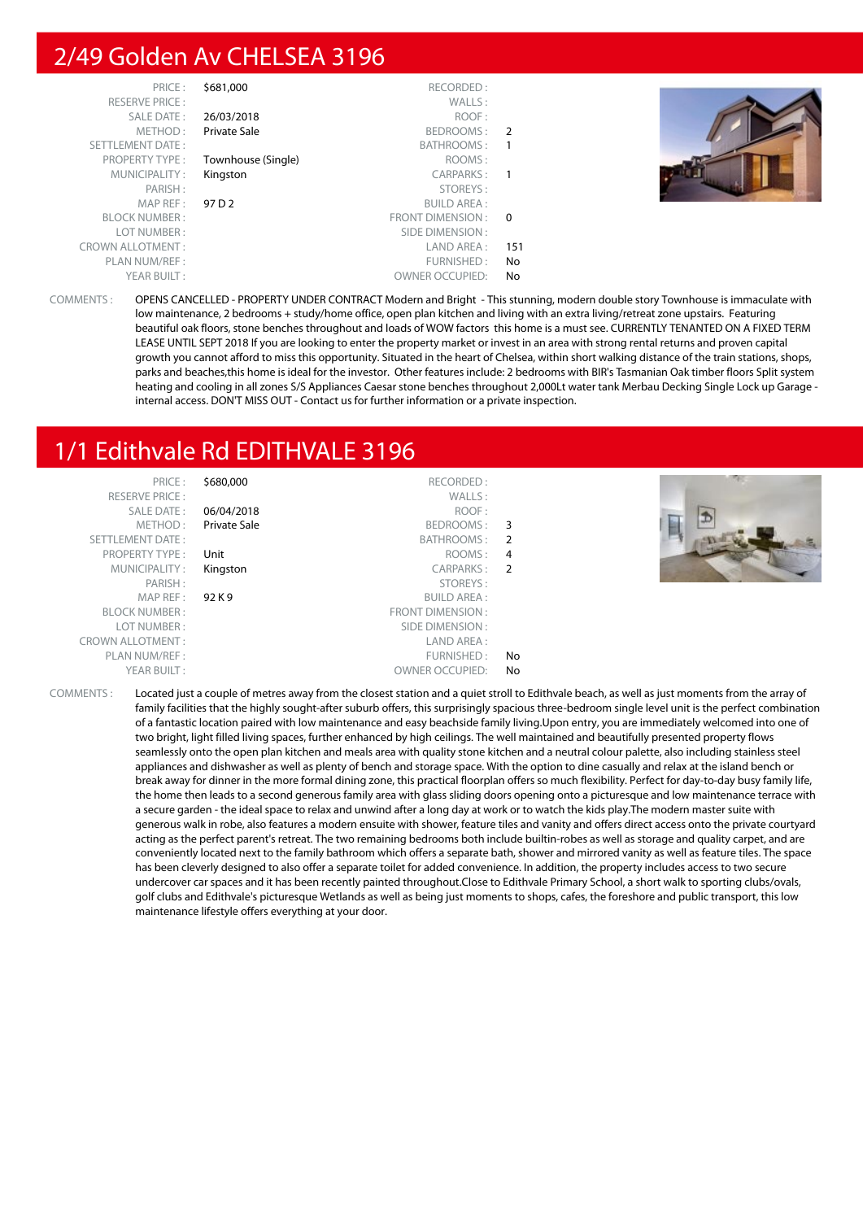## 2/49 Golden Av CHELSEA 3196

| | | | |
|---|---|---|---|
| PRICE : | $681,000 | RECORDED : | |
| RESERVE PRICE : | | WALLS : | |
| SALE DATE : | 26/03/2018 | ROOF : | |
| METHOD : | Private Sale | BEDROOMS : | 2 |
| SETTLEMENT DATE : | | BATHROOMS : | 1 |
| PROPERTY TYPE : | Townhouse (Single) | ROOMS : | |
| MUNICIPALITY : | Kingston | CARPARKS : | 1 |
| PARISH : | | STOREYS : | |
| MAP REF : | 97 D 2 | BUILD AREA : | |
| BLOCK NUMBER : | | FRONT DIMENSION : | 0 |
| LOT NUMBER : | | SIDE DIMENSION : | |
| CROWN ALLOTMENT : | | LAND AREA : | 151 |
| PLAN NUM/REF : | | FURNISHED : | No |
| YEAR BUILT : | | OWNER OCCUPIED: | No |

COMMENTS : OPENS CANCELLED - PROPERTY UNDER CONTRACT Modern and Bright - This stunning, modern double story Townhouse is immaculate with low maintenance, 2 bedrooms + study/home office, open plan kitchen and living with an extra living/retreat zone upstairs. Featuring beautiful oak floors, stone benches throughout and loads of WOW factors this home is a must see. CURRENTLY TENANTED ON A FIXED TERM LEASE UNTIL SEPT 2018 If you are looking to enter the property market or invest in an area with strong rental returns and proven capital growth you cannot afford to miss this opportunity. Situated in the heart of Chelsea, within short walking distance of the train stations, shops, parks and beaches,this home is ideal for the investor. Other features include: 2 bedrooms with BIR's Tasmanian Oak timber floors Split system heating and cooling in all zones S/S Appliances Caesar stone benches throughout 2,000Lt water tank Merbau Decking Single Lock up Garage - internal access. DON'T MISS OUT - Contact us for further information or a private inspection.

## 1/1 Edithvale Rd EDITHVALE 3196

| | | | |
|---|---|---|---|
| PRICE : | $680,000 | RECORDED : | |
| RESERVE PRICE : | | WALLS : | |
| SALE DATE : | 06/04/2018 | ROOF : | |
| METHOD : | Private Sale | BEDROOMS : | 3 |
| SETTLEMENT DATE : | | BATHROOMS : | 2 |
| PROPERTY TYPE : | Unit | ROOMS : | 4 |
| MUNICIPALITY : | Kingston | CARPARKS : | 2 |
| PARISH : | | STOREYS : | |
| MAP REF : | 92 K 9 | BUILD AREA : | |
| BLOCK NUMBER : | | FRONT DIMENSION : | |
| LOT NUMBER : | | SIDE DIMENSION : | |
| CROWN ALLOTMENT : | | LAND AREA : | |
| PLAN NUM/REF : | | FURNISHED : | No |
| YEAR BUILT : | | OWNER OCCUPIED: | No |

COMMENTS : Located just a couple of metres away from the closest station and a quiet stroll to Edithvale beach, as well as just moments from the array of family facilities that the highly sought-after suburb offers, this surprisingly spacious three-bedroom single level unit is the perfect combination of a fantastic location paired with low maintenance and easy beachside family living.Upon entry, you are immediately welcomed into one of two bright, light filled living spaces, further enhanced by high ceilings. The well maintained and beautifully presented property flows seamlessly onto the open plan kitchen and meals area with quality stone kitchen and a neutral colour palette, also including stainless steel appliances and dishwasher as well as plenty of bench and storage space. With the option to dine casually and relax at the island bench or break away for dinner in the more formal dining zone, this practical floorplan offers so much flexibility. Perfect for day-to-day busy family life, the home then leads to a second generous family area with glass sliding doors opening onto a picturesque and low maintenance terrace with a secure garden - the ideal space to relax and unwind after a long day at work or to watch the kids play.The modern master suite with generous walk in robe, also features a modern ensuite with shower, feature tiles and vanity and offers direct access onto the private courtyard acting as the perfect parent's retreat. The two remaining bedrooms both include builtin-robes as well as storage and quality carpet, and are conveniently located next to the family bathroom which offers a separate bath, shower and mirrored vanity as well as feature tiles. The space has been cleverly designed to also offer a separate toilet for added convenience. In addition, the property includes access to two secure undercover car spaces and it has been recently painted throughout.Close to Edithvale Primary School, a short walk to sporting clubs/ovals, golf clubs and Edithvale's picturesque Wetlands as well as being just moments to shops, cafes, the foreshore and public transport, this low maintenance lifestyle offers everything at your door.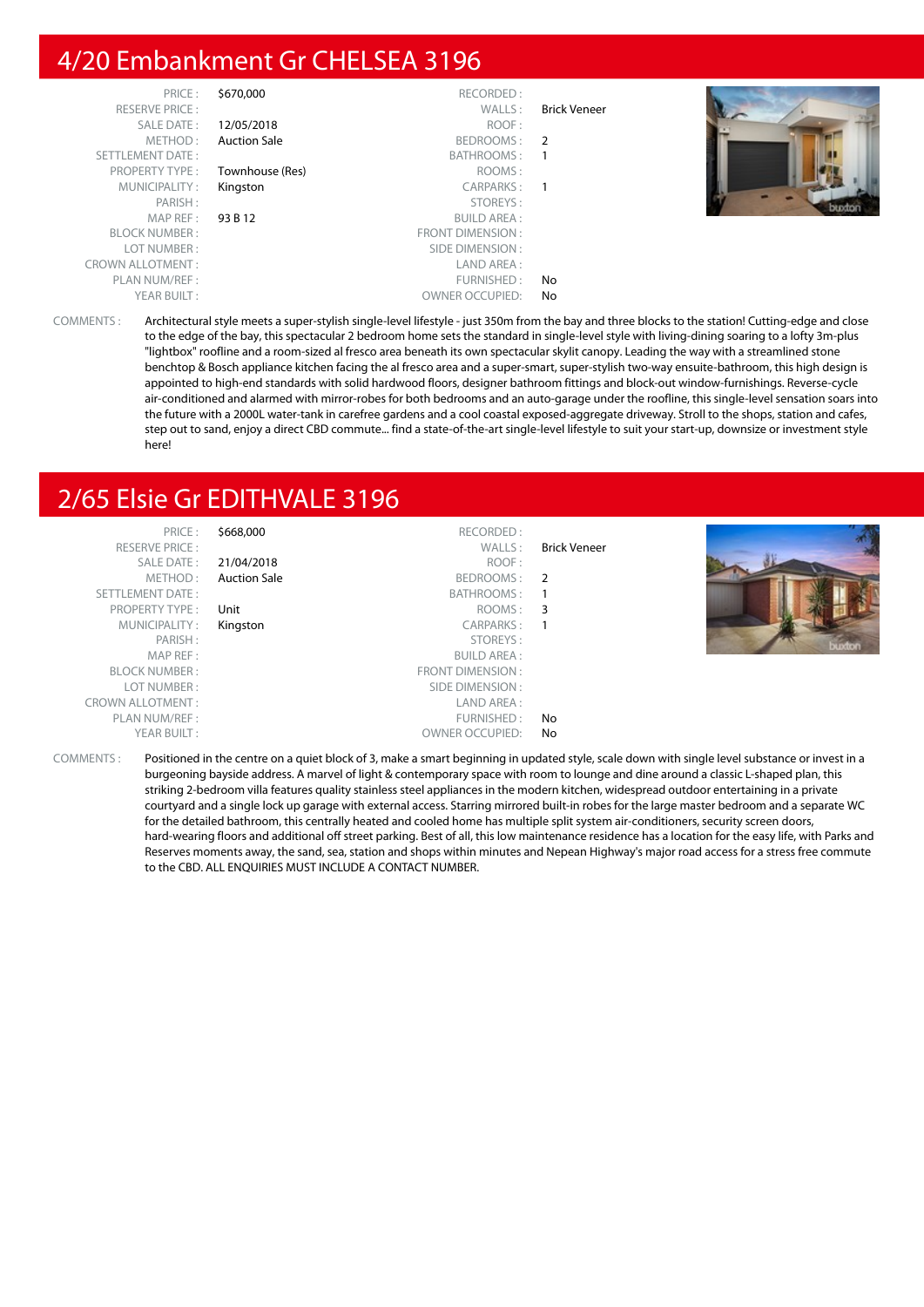# 4/20 Embankment Gr CHELSEA 3196

| | | | |
|---|---|---|---|
| PRICE : | $670,000 | RECORDED : | |
| RESERVE PRICE : | | WALLS : | Brick Veneer |
| SALE DATE : | 12/05/2018 | ROOF : | |
| METHOD : | Auction Sale | BEDROOMS : | 2 |
| SETTLEMENT DATE : | | BATHROOMS : | 1 |
| PROPERTY TYPE : | Townhouse (Res) | ROOMS : | |
| MUNICIPALITY : | Kingston | CARPARKS : | 1 |
| PARISH : | | STOREYS : | |
| MAP REF : | 93 B 12 | BUILD AREA : | |
| BLOCK NUMBER : | | FRONT DIMENSION : | |
| LOT NUMBER : | | SIDE DIMENSION : | |
| CROWN ALLOTMENT : | | LAND AREA : | |
| PLAN NUM/REF : | | FURNISHED : | No |
| YEAR BUILT : | | OWNER OCCUPIED: | No |

COMMENTS : Architectural style meets a super-stylish single-level lifestyle - just 350m from the bay and three blocks to the station! Cutting-edge and close to the edge of the bay, this spectacular 2 bedroom home sets the standard in single-level style with living-dining soaring to a lofty 3m-plus "lightbox" roofline and a room-sized al fresco area beneath its own spectacular skylit canopy. Leading the way with a streamlined stone benchtop & Bosch appliance kitchen facing the al fresco area and a super-smart, super-stylish two-way ensuite-bathroom, this high design is appointed to high-end standards with solid hardwood floors, designer bathroom fittings and block-out window-furnishings. Reverse-cycle air-conditioned and alarmed with mirror-robes for both bedrooms and an auto-garage under the roofline, this single-level sensation soars into the future with a 2000L water-tank in carefree gardens and a cool coastal exposed-aggregate driveway. Stroll to the shops, station and cafes, step out to sand, enjoy a direct CBD commute... find a state-of-the-art single-level lifestyle to suit your start-up, downsize or investment style here!

# 2/65 Elsie Gr EDITHVALE 3196

| | | | |
|---|---|---|---|
| PRICE : | $668,000 | RECORDED : | |
| RESERVE PRICE : | | WALLS : | Brick Veneer |
| SALE DATE : | 21/04/2018 | ROOF : | |
| METHOD : | Auction Sale | BEDROOMS : | 2 |
| SETTLEMENT DATE : | | BATHROOMS : | 1 |
| PROPERTY TYPE : | Unit | ROOMS : | 3 |
| MUNICIPALITY : | Kingston | CARPARKS : | 1 |
| PARISH : | | STOREYS : | |
| MAP REF : | | BUILD AREA : | |
| BLOCK NUMBER : | | FRONT DIMENSION : | |
| LOT NUMBER : | | SIDE DIMENSION : | |
| CROWN ALLOTMENT : | | LAND AREA : | |
| PLAN NUM/REF : | | FURNISHED : | No |
| YEAR BUILT : | | OWNER OCCUPIED: | No |

COMMENTS : Positioned in the centre on a quiet block of 3, make a smart beginning in updated style, scale down with single level substance or invest in a burgeoning bayside address. A marvel of light & contemporary space with room to lounge and dine around a classic L-shaped plan, this striking 2-bedroom villa features quality stainless steel appliances in the modern kitchen, widespread outdoor entertaining in a private courtyard and a single lock up garage with external access. Starring mirrored built-in robes for the large master bedroom and a separate WC for the detailed bathroom, this centrally heated and cooled home has multiple split system air-conditioners, security screen doors, hard-wearing floors and additional off street parking. Best of all, this low maintenance residence has a location for the easy life, with Parks and Reserves moments away, the sand, sea, station and shops within minutes and Nepean Highway's major road access for a stress free commute to the CBD. ALL ENQUIRIES MUST INCLUDE A CONTACT NUMBER.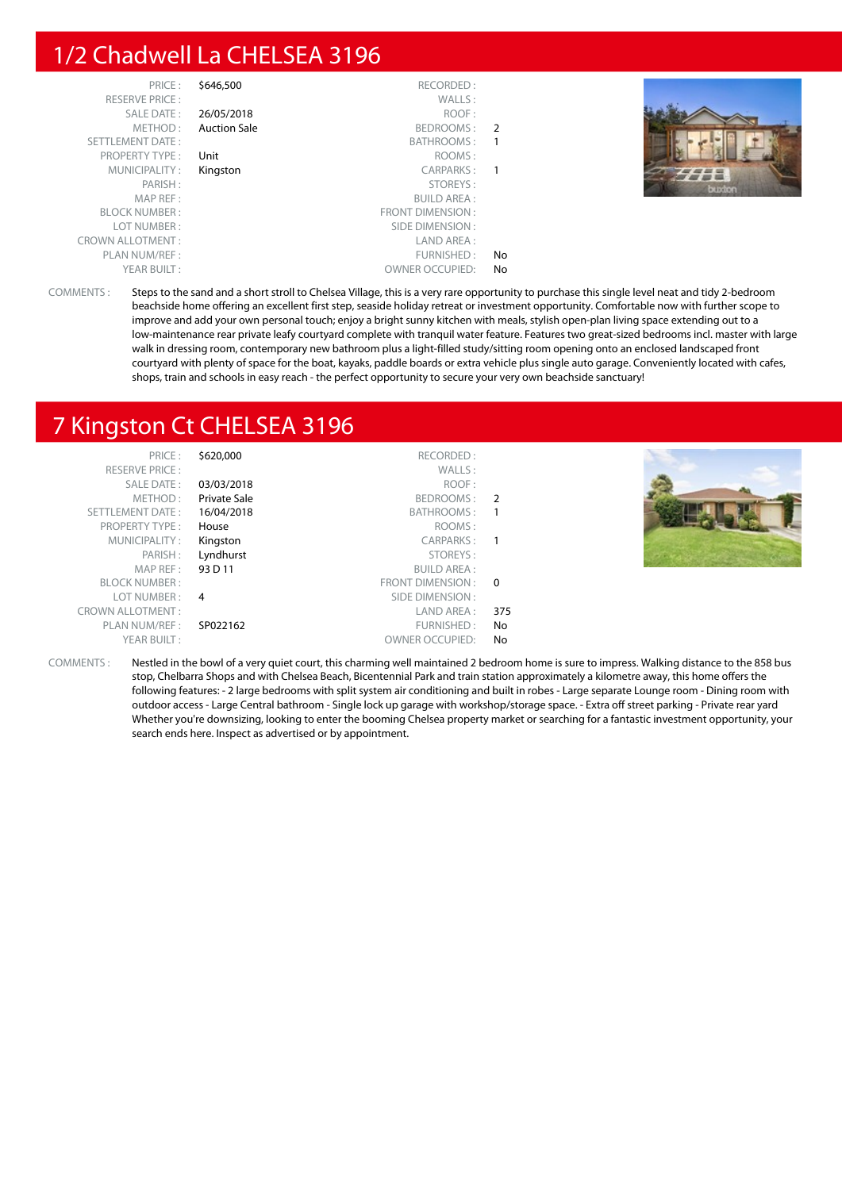## 1/2 Chadwell La CHELSEA 3196

| | | | |
|---|---|---|---|
| PRICE : | $646,500 | RECORDED : | |
| RESERVE PRICE : | | WALLS : | |
| SALE DATE : | 26/05/2018 | ROOF : | |
| METHOD : | Auction Sale | BEDROOMS : | 2 |
| SETTLEMENT DATE : | | BATHROOMS : | 1 |
| PROPERTY TYPE : | Unit | ROOMS : | |
| MUNICIPALITY : | Kingston | CARPARKS : | 1 |
| PARISH : | | STOREYS : | |
| MAP REF : | | BUILD AREA : | |
| BLOCK NUMBER : | | FRONT DIMENSION : | |
| LOT NUMBER : | | SIDE DIMENSION : | |
| CROWN ALLOTMENT : | | LAND AREA : | |
| PLAN NUM/REF : | | FURNISHED : | No |
| YEAR BUILT : | | OWNER OCCUPIED: | No |

COMMENTS : Steps to the sand and a short stroll to Chelsea Village, this is a very rare opportunity to purchase this single level neat and tidy 2-bedroom beachside home offering an excellent first step, seaside holiday retreat or investment opportunity. Comfortable now with further scope to improve and add your own personal touch; enjoy a bright sunny kitchen with meals, stylish open-plan living space extending out to a low-maintenance rear private leafy courtyard complete with tranquil water feature. Features two great-sized bedrooms incl. master with large walk in dressing room, contemporary new bathroom plus a light-filled study/sitting room opening onto an enclosed landscaped front courtyard with plenty of space for the boat, kayaks, paddle boards or extra vehicle plus single auto garage. Conveniently located with cafes, shops, train and schools in easy reach - the perfect opportunity to secure your very own beachside sanctuary!

## 7 Kingston Ct CHELSEA 3196

| | | | |
|---|---|---|---|
| PRICE : | $620,000 | RECORDED : | |
| RESERVE PRICE : | | WALLS : | |
| SALE DATE : | 03/03/2018 | ROOF : | |
| METHOD : | Private Sale | BEDROOMS : | 2 |
| SETTLEMENT DATE : | 16/04/2018 | BATHROOMS : | 1 |
| PROPERTY TYPE : | House | ROOMS : | |
| MUNICIPALITY : | Kingston | CARPARKS : | 1 |
| PARISH : | Lyndhurst | STOREYS : | |
| MAP REF : | 93 D 11 | BUILD AREA : | |
| BLOCK NUMBER : | | FRONT DIMENSION : | 0 |
| LOT NUMBER : | 4 | SIDE DIMENSION : | |
| CROWN ALLOTMENT : | | LAND AREA : | 375 |
| PLAN NUM/REF : | SP022162 | FURNISHED : | No |
| YEAR BUILT : | | OWNER OCCUPIED: | No |

COMMENTS : Nestled in the bowl of a very quiet court, this charming well maintained 2 bedroom home is sure to impress. Walking distance to the 858 bus stop, Chelbarra Shops and with Chelsea Beach, Bicentennial Park and train station approximately a kilometre away, this home offers the following features: - 2 large bedrooms with split system air conditioning and built in robes - Large separate Lounge room - Dining room with outdoor access - Large Central bathroom - Single lock up garage with workshop/storage space. - Extra off street parking - Private rear yard Whether you're downsizing, looking to enter the booming Chelsea property market or searching for a fantastic investment opportunity, your search ends here. Inspect as advertised or by appointment.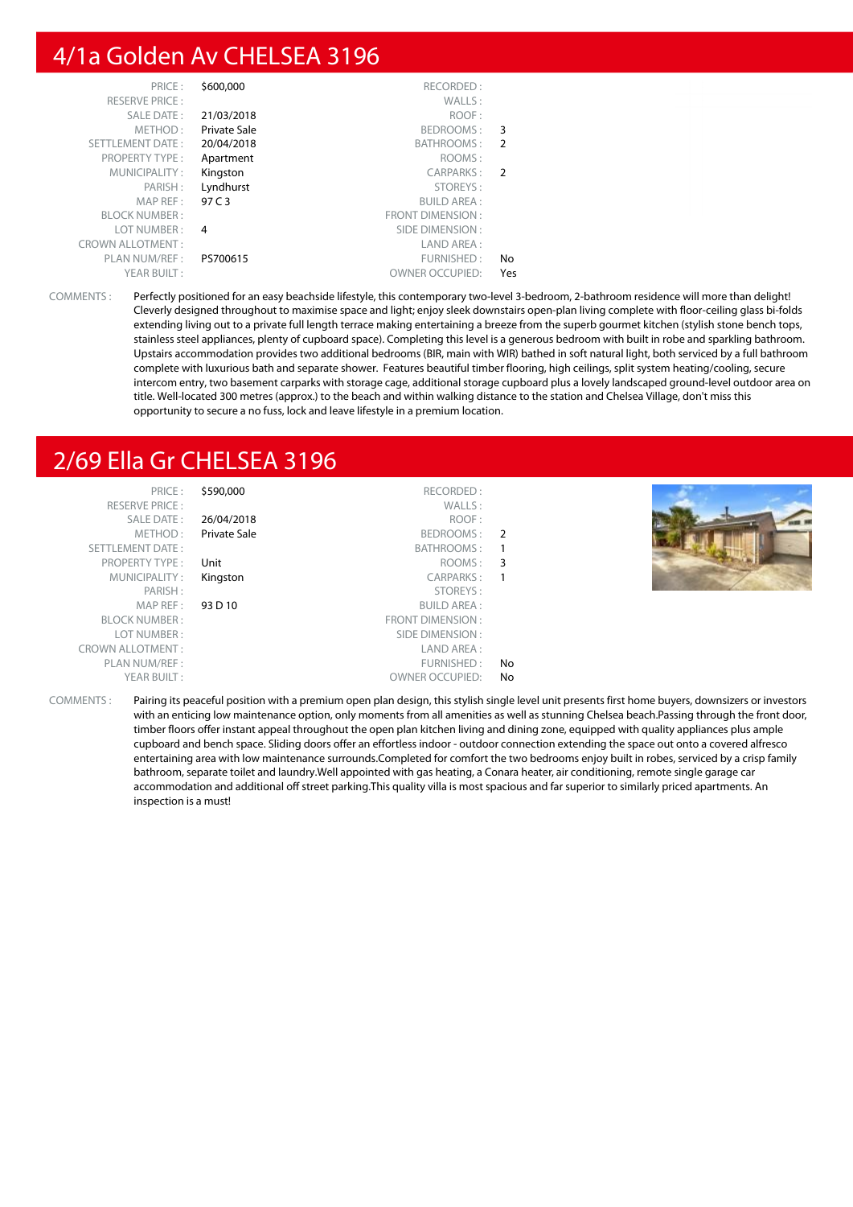## 4/1a Golden Av CHELSEA 3196

| | | | |
|---|---|---|---|
| PRICE : | $600,000 | RECORDED : | |
| RESERVE PRICE : | | WALLS : | |
| SALE DATE : | 21/03/2018 | ROOF : | |
| METHOD : | Private Sale | BEDROOMS : | 3 |
| SETTLEMENT DATE : | 20/04/2018 | BATHROOMS : | 2 |
| PROPERTY TYPE : | Apartment | ROOMS : | |
| MUNICIPALITY : | Kingston | CARPARKS : | 2 |
| PARISH : | Lyndhurst | STOREYS : | |
| MAP REF : | 97 C 3 | BUILD AREA : | |
| BLOCK NUMBER : | | FRONT DIMENSION : | |
| LOT NUMBER : | 4 | SIDE DIMENSION : | |
| CROWN ALLOTMENT : | | LAND AREA : | |
| PLAN NUM/REF : | PS700615 | FURNISHED : | No |
| YEAR BUILT : | | OWNER OCCUPIED: | Yes |

COMMENTS : Perfectly positioned for an easy beachside lifestyle, this contemporary two-level 3-bedroom, 2-bathroom residence will more than delight! Cleverly designed throughout to maximise space and light; enjoy sleek downstairs open-plan living complete with floor-ceiling glass bi-folds extending living out to a private full length terrace making entertaining a breeze from the superb gourmet kitchen (stylish stone bench tops, stainless steel appliances, plenty of cupboard space). Completing this level is a generous bedroom with built in robe and sparkling bathroom. Upstairs accommodation provides two additional bedrooms (BIR, main with WIR) bathed in soft natural light, both serviced by a full bathroom complete with luxurious bath and separate shower. Features beautiful timber flooring, high ceilings, split system heating/cooling, secure intercom entry, two basement carparks with storage cage, additional storage cupboard plus a lovely landscaped ground-level outdoor area on title. Well-located 300 metres (approx.) to the beach and within walking distance to the station and Chelsea Village, don't miss this opportunity to secure a no fuss, lock and leave lifestyle in a premium location.

## 2/69 Ella Gr CHELSEA 3196

| | | | |
|---|---|---|---|
| PRICE : | $590,000 | RECORDED : | |
| RESERVE PRICE : | | WALLS : | |
| SALE DATE : | 26/04/2018 | ROOF : | |
| METHOD : | Private Sale | BEDROOMS : | 2 |
| SETTLEMENT DATE : | | BATHROOMS : | 1 |
| PROPERTY TYPE : | Unit | ROOMS : | 3 |
| MUNICIPALITY : | Kingston | CARPARKS : | 1 |
| PARISH : | | STOREYS : | |
| MAP REF : | 93 D 10 | BUILD AREA : | |
| BLOCK NUMBER : | | FRONT DIMENSION : | |
| LOT NUMBER : | | SIDE DIMENSION : | |
| CROWN ALLOTMENT : | | LAND AREA : | |
| PLAN NUM/REF : | | FURNISHED : | No |
| YEAR BUILT : | | OWNER OCCUPIED: | No |

COMMENTS : Pairing its peaceful position with a premium open plan design, this stylish single level unit presents first home buyers, downsizers or investors with an enticing low maintenance option, only moments from all amenities as well as stunning Chelsea beach.Passing through the front door, timber floors offer instant appeal throughout the open plan kitchen living and dining zone, equipped with quality appliances plus ample cupboard and bench space. Sliding doors offer an effortless indoor - outdoor connection extending the space out onto a covered alfresco entertaining area with low maintenance surrounds.Completed for comfort the two bedrooms enjoy built in robes, serviced by a crisp family bathroom, separate toilet and laundry.Well appointed with gas heating, a Conara heater, air conditioning, remote single garage car accommodation and additional off street parking.This quality villa is most spacious and far superior to similarly priced apartments. An inspection is a must!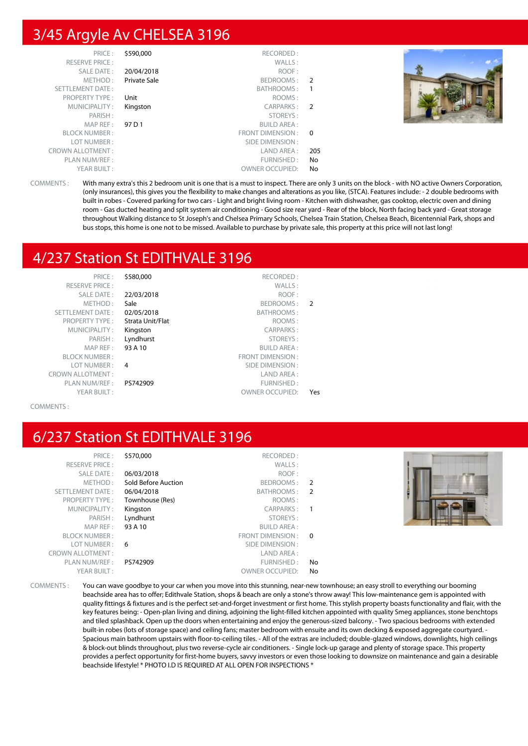## 3/45 Argyle Av CHELSEA 3196

| | | | |
|---|---|---|---|
| PRICE : | $590,000 | RECORDED : | |
| RESERVE PRICE : | | WALLS : | |
| SALE DATE : | 20/04/2018 | ROOF : | |
| METHOD : | Private Sale | BEDROOMS : | 2 |
| SETTLEMENT DATE : | | BATHROOMS : | 1 |
| PROPERTY TYPE : | Unit | ROOMS : | |
| MUNICIPALITY : | Kingston | CARPARKS : | 2 |
| PARISH : | | STOREYS : | |
| MAP REF : | 97 D 1 | BUILD AREA : | |
| BLOCK NUMBER : | | FRONT DIMENSION : | 0 |
| LOT NUMBER : | | SIDE DIMENSION : | |
| CROWN ALLOTMENT : | | LAND AREA : | 205 |
| PLAN NUM/REF : | | FURNISHED : | No |
| YEAR BUILT : | | OWNER OCCUPIED: | No |

COMMENTS : With many extra's this 2 bedroom unit is one that is a must to inspect. There are only 3 units on the block - with NO active Owners Corporation, (only insurances), this gives you the flexibility to make changes and alterations as you like, (STCA). Features include: - 2 double bedrooms with built in robes - Covered parking for two cars - Light and bright living room - Kitchen with dishwasher, gas cooktop, electric oven and dining room - Gas ducted heating and split system air conditioning - Good size rear yard - Rear of the block, North facing back yard - Great storage throughout Walking distance to St Joseph's and Chelsea Primary Schools, Chelsea Train Station, Chelsea Beach, Bicentennial Park, shops and bus stops, this home is one not to be missed. Available to purchase by private sale, this property at this price will not last long!

## 4/237 Station St EDITHVALE 3196

| | | | |
|---|---|---|---|
| PRICE : | $580,000 | RECORDED : | |
| RESERVE PRICE : | | WALLS : | |
| SALE DATE : | 22/03/2018 | ROOF : | |
| METHOD : | Sale | BEDROOMS : | 2 |
| SETTLEMENT DATE : | 02/05/2018 | BATHROOMS : | |
| PROPERTY TYPE : | Strata Unit/Flat | ROOMS : | |
| MUNICIPALITY : | Kingston | CARPARKS : | |
| PARISH : | Lyndhurst | STOREYS : | |
| MAP REF : | 93 A 10 | BUILD AREA : | |
| BLOCK NUMBER : | | FRONT DIMENSION : | |
| LOT NUMBER : | 4 | SIDE DIMENSION : | |
| CROWN ALLOTMENT : | | LAND AREA : | |
| PLAN NUM/REF : | PS742909 | FURNISHED : | |
| YEAR BUILT : | | OWNER OCCUPIED: | Yes |

COMMENTS :

## 6/237 Station St EDITHVALE 3196

| | | | |
|---|---|---|---|
| PRICE : | $570,000 | RECORDED : | |
| RESERVE PRICE : | | WALLS : | |
| SALE DATE : | 06/03/2018 | ROOF : | |
| METHOD : | Sold Before Auction | BEDROOMS : | 2 |
| SETTLEMENT DATE : | 06/04/2018 | BATHROOMS : | 2 |
| PROPERTY TYPE : | Townhouse (Res) | ROOMS : | |
| MUNICIPALITY : | Kingston | CARPARKS : | 1 |
| PARISH : | Lyndhurst | STOREYS : | |
| MAP REF : | 93 A 10 | BUILD AREA : | |
| BLOCK NUMBER : | | FRONT DIMENSION : | 0 |
| LOT NUMBER : | 6 | SIDE DIMENSION : | |
| CROWN ALLOTMENT : | | LAND AREA : | |
| PLAN NUM/REF : | PS742909 | FURNISHED : | No |
| YEAR BUILT : | | OWNER OCCUPIED: | No |

COMMENTS : You can wave goodbye to your car when you move into this stunning, near-new townhouse; an easy stroll to everything our booming beachside area has to offer; Edithvale Station, shops & beach are only a stone's throw away! This low-maintenance gem is appointed with quality fittings & fixtures and is the perfect set-and-forget investment or first home. This stylish property boasts functionality and flair, with the key features being: - Open-plan living and dining, adjoining the light-filled kitchen appointed with quality Smeg appliances, stone benchtops and tiled splashback. Open up the doors when entertaining and enjoy the generous-sized balcony. - Two spacious bedrooms with extended built-in robes (lots of storage space) and ceiling fans; master bedroom with ensuite and its own decking & exposed aggregate courtyard. - Spacious main bathroom upstairs with floor-to-ceiling tiles. - All of the extras are included; double-glazed windows, downlights, high ceilings & block-out blinds throughout, plus two reverse-cycle air conditioners. - Single lock-up garage and plenty of storage space. This property provides a perfect opportunity for first-home buyers, savvy investors or even those looking to downsize on maintenance and gain a desirable beachside lifestyle! * PHOTO I.D IS REQUIRED AT ALL OPEN FOR INSPECTIONS *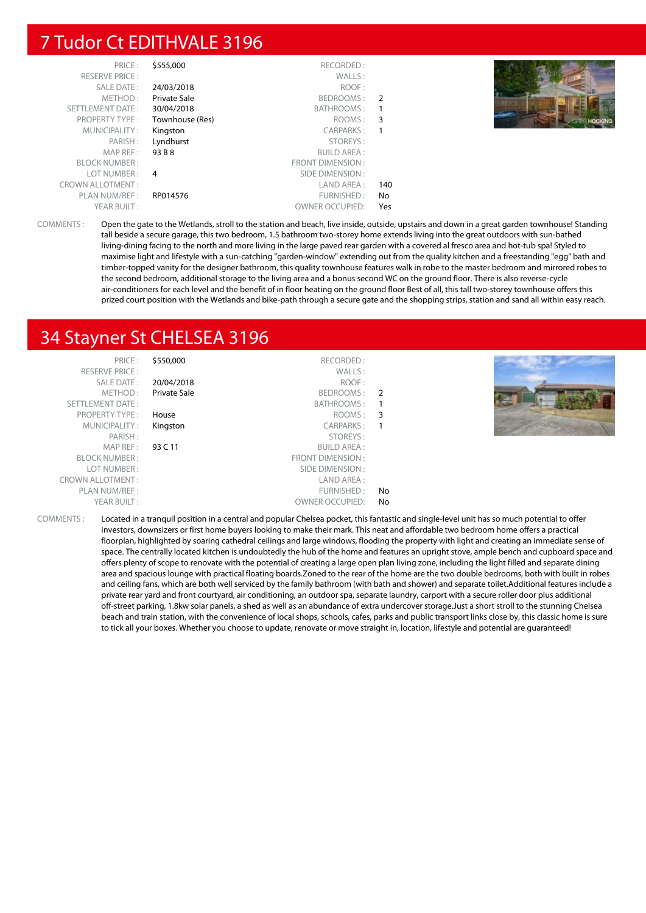## 7 Tudor Ct EDITHVALE 3196

| | | | |
|---|---|---|---|
| PRICE : | $555,000 | RECORDED : | |
| RESERVE PRICE : | | WALLS : | |
| SALE DATE : | 24/03/2018 | ROOF : | |
| METHOD : | Private Sale | BEDROOMS : | 2 |
| SETTLEMENT DATE : | 30/04/2018 | BATHROOMS : | 1 |
| PROPERTY TYPE : | Townhouse (Res) | ROOMS : | 3 |
| MUNICIPALITY : | Kingston | CARPARKS : | 1 |
| PARISH : | Lyndhurst | STOREYS : | |
| MAP REF : | 93 B 8 | BUILD AREA : | |
| BLOCK NUMBER : | | FRONT DIMENSION : | |
| LOT NUMBER : | 4 | SIDE DIMENSION : | |
| CROWN ALLOTMENT : | | LAND AREA : | 140 |
| PLAN NUM/REF : | RP014576 | FURNISHED : | No |
| YEAR BUILT : | | OWNER OCCUPIED: | Yes |

COMMENTS : Open the gate to the Wetlands, stroll to the station and beach, live inside, outside, upstairs and down in a great garden townhouse! Standing tall beside a secure garage, this two bedroom, 1.5 bathroom two-storey home extends living into the great outdoors with sun-bathed living-dining facing to the north and more living in the large paved rear garden with a covered al fresco area and hot-tub spa! Styled to maximise light and lifestyle with a sun-catching "garden-window" extending out from the quality kitchen and a freestanding "egg" bath and timber-topped vanity for the designer bathroom, this quality townhouse features walk in robe to the master bedroom and mirrored robes to the second bedroom, additional storage to the living area and a bonus second WC on the ground floor. There is also reverse-cycle air-conditioners for each level and the benefit of in floor heating on the ground floor Best of all, this tall two-storey townhouse offers this prized court position with the Wetlands and bike-path through a secure gate and the shopping strips, station and sand all within easy reach.

## 34 Stayner St CHELSEA 3196

| | | | |
|---|---|---|---|
| PRICE : | $550,000 | RECORDED : | |
| RESERVE PRICE : | | WALLS : | |
| SALE DATE : | 20/04/2018 | ROOF : | |
| METHOD : | Private Sale | BEDROOMS : | 2 |
| SETTLEMENT DATE : | | BATHROOMS : | 1 |
| PROPERTY TYPE : | House | ROOMS : | 3 |
| MUNICIPALITY : | Kingston | CARPARKS : | 1 |
| PARISH : | | STOREYS : | |
| MAP REF : | 93 C 11 | BUILD AREA : | |
| BLOCK NUMBER : | | FRONT DIMENSION : | |
| LOT NUMBER : | | SIDE DIMENSION : | |
| CROWN ALLOTMENT : | | LAND AREA : | |
| PLAN NUM/REF : | | FURNISHED : | No |
| YEAR BUILT : | | OWNER OCCUPIED: | No |

COMMENTS : Located in a tranquil position in a central and popular Chelsea pocket, this fantastic and single-level unit has so much potential to offer investors, downsizers or first home buyers looking to make their mark. This neat and affordable two bedroom home offers a practical floorplan, highlighted by soaring cathedral ceilings and large windows, flooding the property with light and creating an immediate sense of space. The centrally located kitchen is undoubtedly the hub of the home and features an upright stove, ample bench and cupboard space and offers plenty of scope to renovate with the potential of creating a large open plan living zone, including the light filled and separate dining area and spacious lounge with practical floating boards.Zoned to the rear of the home are the two double bedrooms, both with built in robes and ceiling fans, which are both well serviced by the family bathroom (with bath and shower) and separate toilet.Additional features include a private rear yard and front courtyard, air conditioning, an outdoor spa, separate laundry, carport with a secure roller door plus additional off-street parking, 1.8kw solar panels, a shed as well as an abundance of extra undercover storage.Just a short stroll to the stunning Chelsea beach and train station, with the convenience of local shops, schools, cafes, parks and public transport links close by, this classic home is sure to tick all your boxes. Whether you choose to update, renovate or move straight in, location, lifestyle and potential are guaranteed!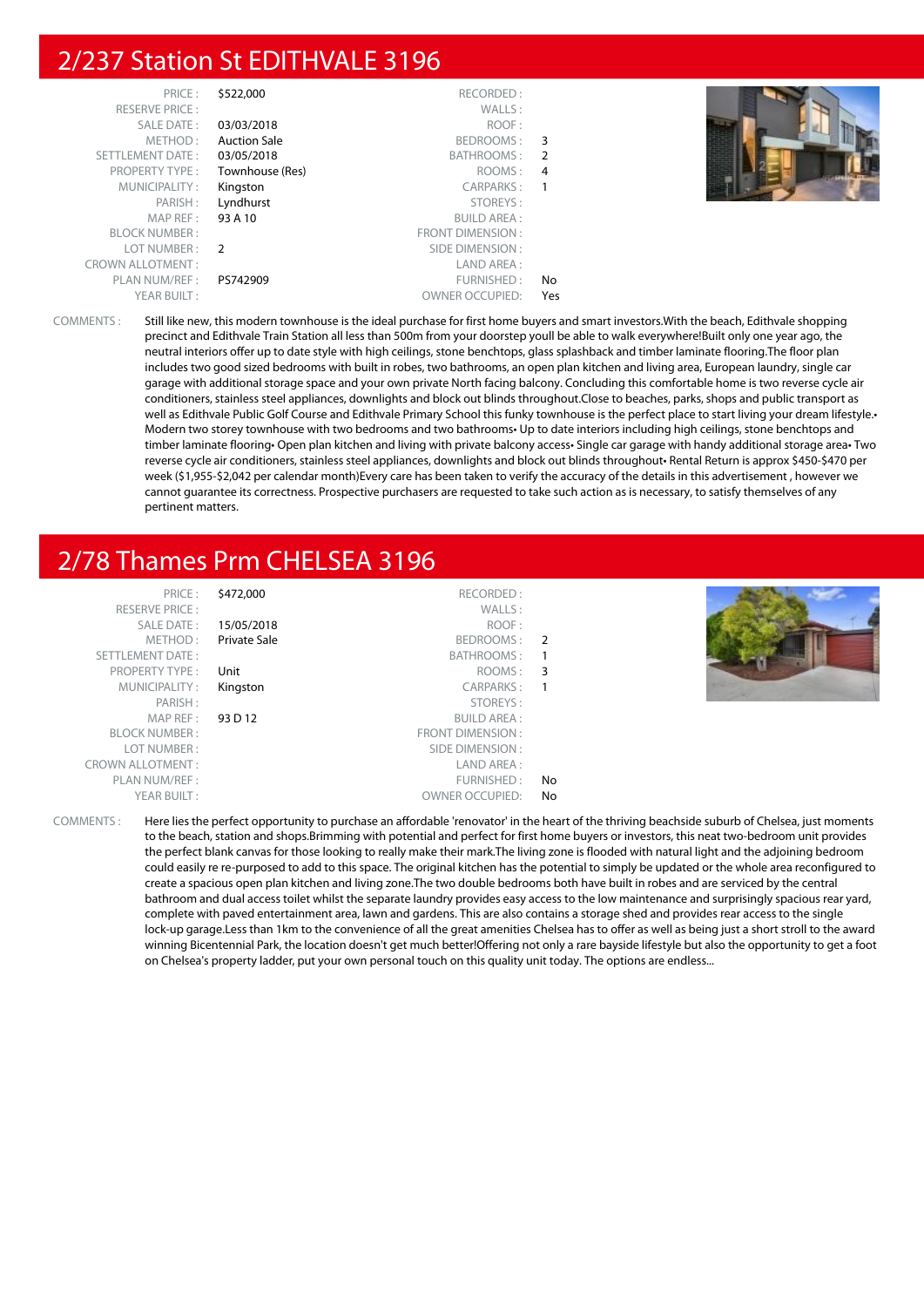## 2/237 Station St EDITHVALE 3196

| | | | |
|---|---|---|---|
| PRICE : | $522,000 | RECORDED : | |
| RESERVE PRICE : | | WALLS : | |
| SALE DATE : | 03/03/2018 | ROOF : | |
| METHOD : | Auction Sale | BEDROOMS : | 3 |
| SETTLEMENT DATE : | 03/05/2018 | BATHROOMS : | 2 |
| PROPERTY TYPE : | Townhouse (Res) | ROOMS : | 4 |
| MUNICIPALITY : | Kingston | CARPARKS : | 1 |
| PARISH : | Lyndhurst | STOREYS : | |
| MAP REF : | 93 A 10 | BUILD AREA : | |
| BLOCK NUMBER : | | FRONT DIMENSION : | |
| LOT NUMBER : | 2 | SIDE DIMENSION : | |
| CROWN ALLOTMENT : | | LAND AREA : | |
| PLAN NUM/REF : | PS742909 | FURNISHED : | No |
| YEAR BUILT : | | OWNER OCCUPIED: | Yes |

COMMENTS : Still like new, this modern townhouse is the ideal purchase for first home buyers and smart investors.With the beach, Edithvale shopping precinct and Edithvale Train Station all less than 500m from your doorstep youll be able to walk everywhere!Built only one year ago, the neutral interiors offer up to date style with high ceilings, stone benchtops, glass splashback and timber laminate flooring.The floor plan includes two good sized bedrooms with built in robes, two bathrooms, an open plan kitchen and living area, European laundry, single car garage with additional storage space and your own private North facing balcony. Concluding this comfortable home is two reverse cycle air conditioners, stainless steel appliances, downlights and block out blinds throughout.Close to beaches, parks, shops and public transport as well as Edithvale Public Golf Course and Edithvale Primary School this funky townhouse is the perfect place to start living your dream lifestyle.• Modern two storey townhouse with two bedrooms and two bathrooms• Up to date interiors including high ceilings, stone benchtops and timber laminate flooring• Open plan kitchen and living with private balcony access• Single car garage with handy additional storage area• Two reverse cycle air conditioners, stainless steel appliances, downlights and block out blinds throughout• Rental Return is approx $450-$470 per week ($1,955-$2,042 per calendar month)Every care has been taken to verify the accuracy of the details in this advertisement , however we cannot guarantee its correctness. Prospective purchasers are requested to take such action as is necessary, to satisfy themselves of any pertinent matters.

## 2/78 Thames Prm CHELSEA 3196

| | | | |
|---|---|---|---|
| PRICE : | $472,000 | RECORDED : | |
| RESERVE PRICE : | | WALLS : | |
| SALE DATE : | 15/05/2018 | ROOF : | |
| METHOD : | Private Sale | BEDROOMS : | 2 |
| SETTLEMENT DATE : | | BATHROOMS : | 1 |
| PROPERTY TYPE : | Unit | ROOMS : | 3 |
| MUNICIPALITY : | Kingston | CARPARKS : | 1 |
| PARISH : | | STOREYS : | |
| MAP REF : | 93 D 12 | BUILD AREA : | |
| BLOCK NUMBER : | | FRONT DIMENSION : | |
| LOT NUMBER : | | SIDE DIMENSION : | |
| CROWN ALLOTMENT : | | LAND AREA : | |
| PLAN NUM/REF : | | FURNISHED : | No |
| YEAR BUILT : | | OWNER OCCUPIED: | No |

COMMENTS : Here lies the perfect opportunity to purchase an affordable 'renovator' in the heart of the thriving beachside suburb of Chelsea, just moments to the beach, station and shops.Brimming with potential and perfect for first home buyers or investors, this neat two-bedroom unit provides the perfect blank canvas for those looking to really make their mark.The living zone is flooded with natural light and the adjoining bedroom could easily re re-purposed to add to this space. The original kitchen has the potential to simply be updated or the whole area reconfigured to create a spacious open plan kitchen and living zone.The two double bedrooms both have built in robes and are serviced by the central bathroom and dual access toilet whilst the separate laundry provides easy access to the low maintenance and surprisingly spacious rear yard, complete with paved entertainment area, lawn and gardens. This are also contains a storage shed and provides rear access to the single lock-up garage.Less than 1km to the convenience of all the great amenities Chelsea has to offer as well as being just a short stroll to the award winning Bicentennial Park, the location doesn't get much better!Offering not only a rare bayside lifestyle but also the opportunity to get a foot on Chelsea's property ladder, put your own personal touch on this quality unit today. The options are endless...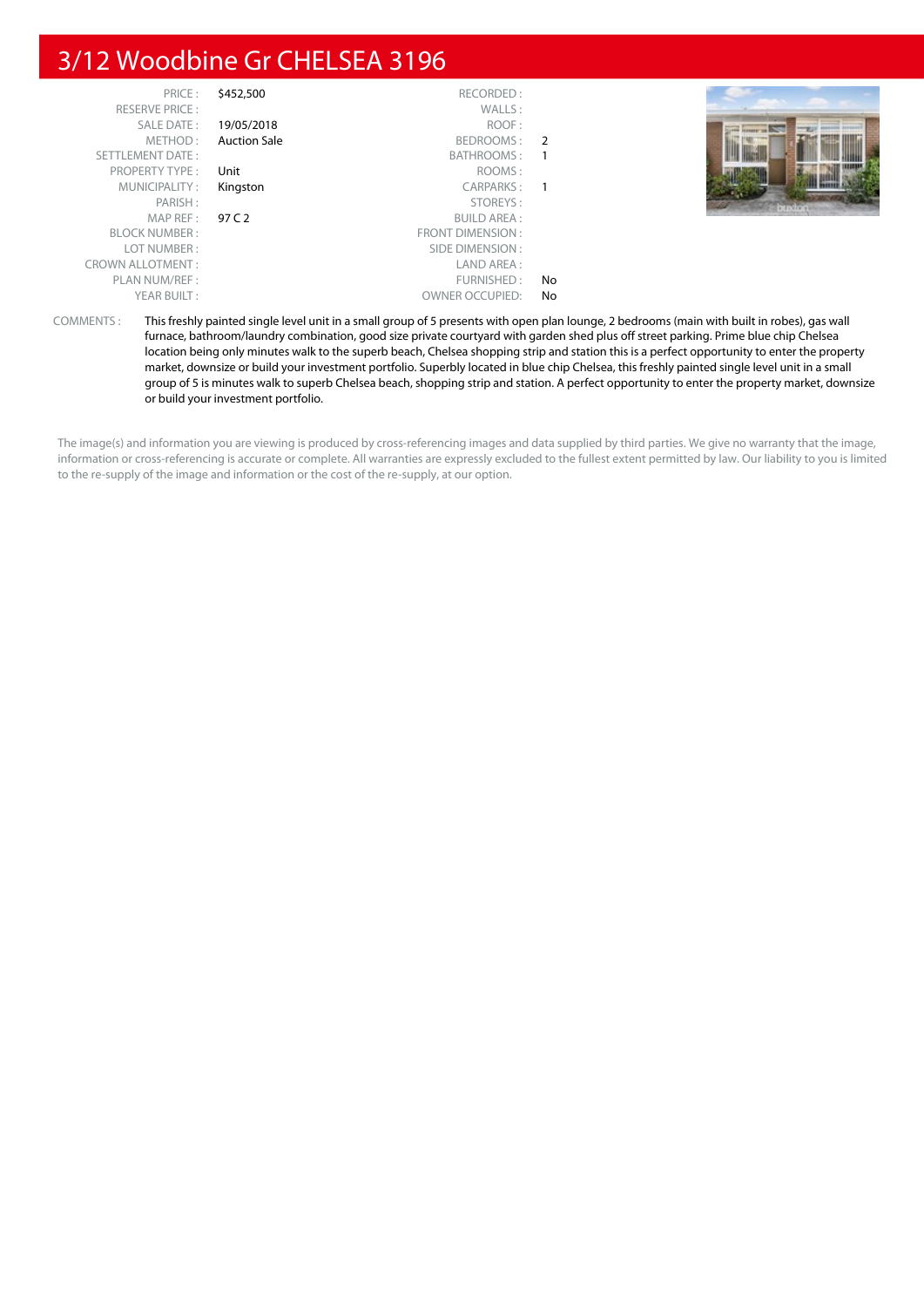# 3/12 Woodbine Gr CHELSEA 3196

| | | | |
|---|---|---|---|
| PRICE : | $452,500 | RECORDED : | |
| RESERVE PRICE : | | WALLS : | |
| SALE DATE : | 19/05/2018 | ROOF : | |
| METHOD : | Auction Sale | BEDROOMS : | 2 |
| SETTLEMENT DATE : | | BATHROOMS : | 1 |
| PROPERTY TYPE : | Unit | ROOMS : | |
| MUNICIPALITY : | Kingston | CARPARKS : | 1 |
| PARISH : | | STOREYS : | |
| MAP REF : | 97 C 2 | BUILD AREA : | |
| BLOCK NUMBER : | | FRONT DIMENSION : | |
| LOT NUMBER : | | SIDE DIMENSION : | |
| CROWN ALLOTMENT : | | LAND AREA : | |
| PLAN NUM/REF : | | FURNISHED : | No |
| YEAR BUILT : | | OWNER OCCUPIED: | No |

COMMENTS : This freshly painted single level unit in a small group of 5 presents with open plan lounge, 2 bedrooms (main with built in robes), gas wall furnace, bathroom/laundry combination, good size private courtyard with garden shed plus off street parking. Prime blue chip Chelsea location being only minutes walk to the superb beach, Chelsea shopping strip and station this is a perfect opportunity to enter the property market, downsize or build your investment portfolio. Superbly located in blue chip Chelsea, this freshly painted single level unit in a small group of 5 is minutes walk to superb Chelsea beach, shopping strip and station. A perfect opportunity to enter the property market, downsize or build your investment portfolio.

The image(s) and information you are viewing is produced by cross-referencing images and data supplied by third parties. We give no warranty that the image, information or cross-referencing is accurate or complete. All warranties are expressly excluded to the fullest extent permitted by law. Our liability to you is limited to the re-supply of the image and information or the cost of the re-supply, at our option.